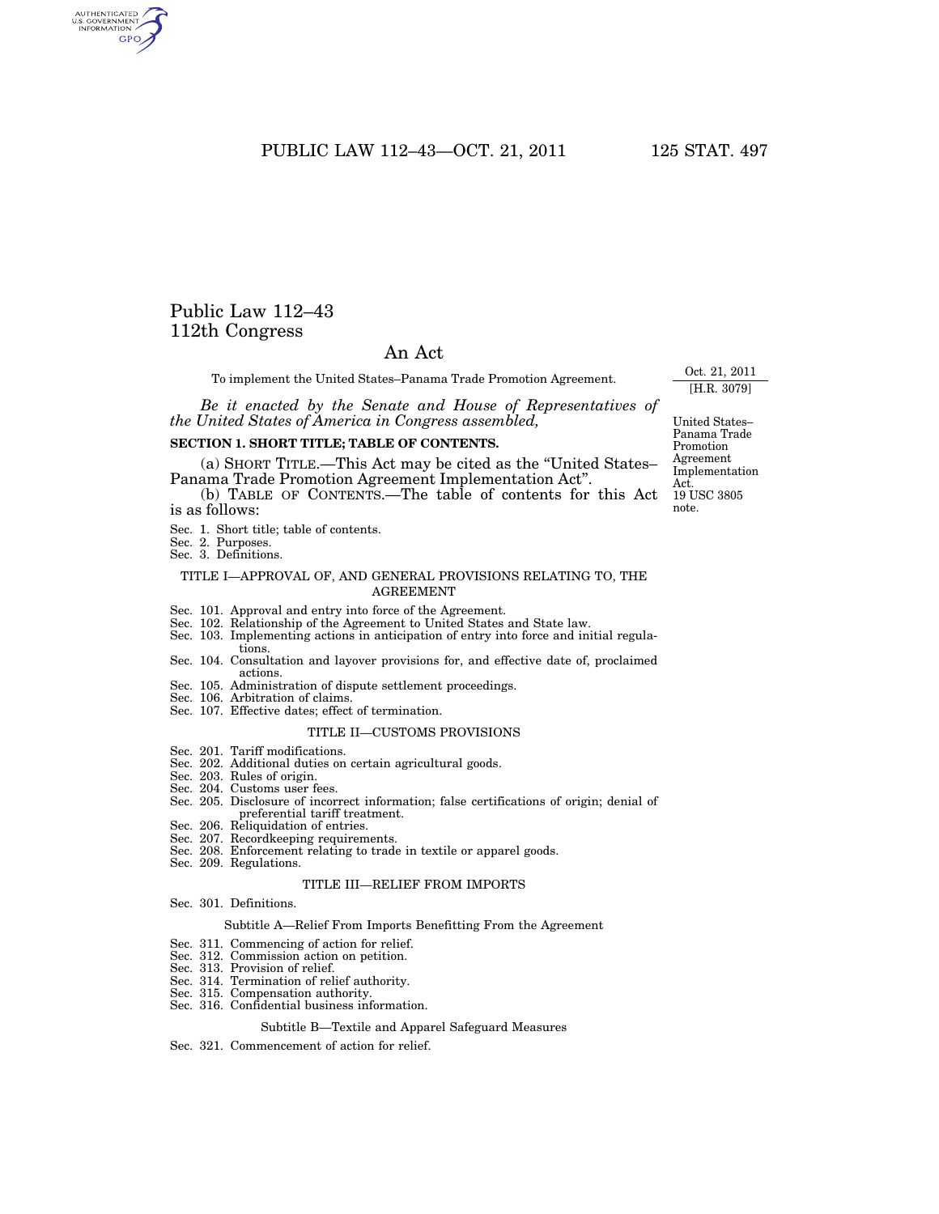# Public Law 112–43
# 112th Congress

## An Act

To implement the United States–Panama Trade Promotion Agreement.

Oct. 21, 2011
[H.R. 3079]

*Be it enacted by the Senate and House of Representatives of the United States of America in Congress assembled,*

United States–Panama Trade Promotion Agreement Implementation Act.
19 USC 3805 note.

### SECTION 1. SHORT TITLE; TABLE OF CONTENTS.

(a) SHORT TITLE.—This Act may be cited as the "United States–Panama Trade Promotion Agreement Implementation Act".

(b) TABLE OF CONTENTS.—The table of contents for this Act is as follows:

Sec. 1. Short title; table of contents.
Sec. 2. Purposes.
Sec. 3. Definitions.

TITLE I—APPROVAL OF, AND GENERAL PROVISIONS RELATING TO, THE AGREEMENT

Sec. 101. Approval and entry into force of the Agreement.
Sec. 102. Relationship of the Agreement to United States and State law.
Sec. 103. Implementing actions in anticipation of entry into force and initial regulations.
Sec. 104. Consultation and layover provisions for, and effective date of, proclaimed actions.
Sec. 105. Administration of dispute settlement proceedings.
Sec. 106. Arbitration of claims.
Sec. 107. Effective dates; effect of termination.

TITLE II—CUSTOMS PROVISIONS

Sec. 201. Tariff modifications.
Sec. 202. Additional duties on certain agricultural goods.
Sec. 203. Rules of origin.
Sec. 204. Customs user fees.
Sec. 205. Disclosure of incorrect information; false certifications of origin; denial of preferential tariff treatment.
Sec. 206. Reliquidation of entries.
Sec. 207. Recordkeeping requirements.
Sec. 208. Enforcement relating to trade in textile or apparel goods.
Sec. 209. Regulations.

TITLE III—RELIEF FROM IMPORTS

Sec. 301. Definitions.

Subtitle A—Relief From Imports Benefitting From the Agreement

Sec. 311. Commencing of action for relief.
Sec. 312. Commission action on petition.
Sec. 313. Provision of relief.
Sec. 314. Termination of relief authority.
Sec. 315. Compensation authority.
Sec. 316. Confidential business information.

Subtitle B—Textile and Apparel Safeguard Measures

Sec. 321. Commencement of action for relief.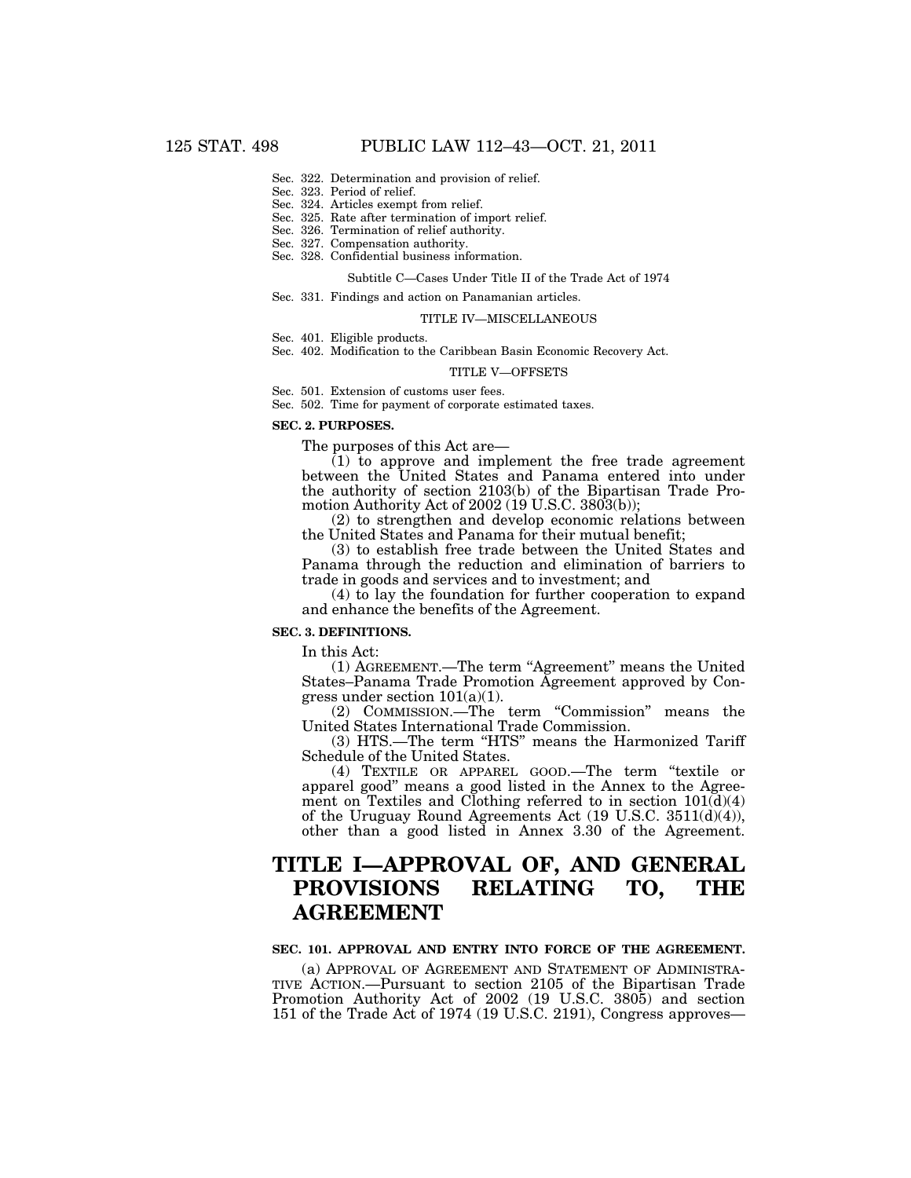Sec. 322. Determination and provision of relief.
Sec. 323. Period of relief.
Sec. 324. Articles exempt from relief.
Sec. 325. Rate after termination of import relief.
Sec. 326. Termination of relief authority.
Sec. 327. Compensation authority.
Sec. 328. Confidential business information.

Subtitle C—Cases Under Title II of the Trade Act of 1974

Sec. 331. Findings and action on Panamanian articles.

TITLE IV—MISCELLANEOUS

Sec. 401. Eligible products.
Sec. 402. Modification to the Caribbean Basin Economic Recovery Act.

TITLE V—OFFSETS

Sec. 501. Extension of customs user fees.
Sec. 502. Time for payment of corporate estimated taxes.

**SEC. 2. PURPOSES.**

The purposes of this Act are—

(1) to approve and implement the free trade agreement between the United States and Panama entered into under the authority of section 2103(b) of the Bipartisan Trade Promotion Authority Act of 2002 (19 U.S.C. 3803(b));

(2) to strengthen and develop economic relations between the United States and Panama for their mutual benefit;

(3) to establish free trade between the United States and Panama through the reduction and elimination of barriers to trade in goods and services and to investment; and

(4) to lay the foundation for further cooperation to expand and enhance the benefits of the Agreement.

**SEC. 3. DEFINITIONS.**

In this Act:

(1) AGREEMENT.—The term "Agreement" means the United States–Panama Trade Promotion Agreement approved by Congress under section 101(a)(1).

(2) COMMISSION.—The term "Commission" means the United States International Trade Commission.

(3) HTS.—The term "HTS" means the Harmonized Tariff Schedule of the United States.

(4) TEXTILE OR APPAREL GOOD.—The term "textile or apparel good" means a good listed in the Annex to the Agreement on Textiles and Clothing referred to in section 101(d)(4) of the Uruguay Round Agreements Act (19 U.S.C. 3511(d)(4)), other than a good listed in Annex 3.30 of the Agreement.

# TITLE I—APPROVAL OF, AND GENERAL PROVISIONS RELATING TO, THE AGREEMENT

**SEC. 101. APPROVAL AND ENTRY INTO FORCE OF THE AGREEMENT.**

(a) APPROVAL OF AGREEMENT AND STATEMENT OF ADMINISTRATIVE ACTION.—Pursuant to section 2105 of the Bipartisan Trade Promotion Authority Act of 2002 (19 U.S.C. 3805) and section 151 of the Trade Act of 1974 (19 U.S.C. 2191), Congress approves—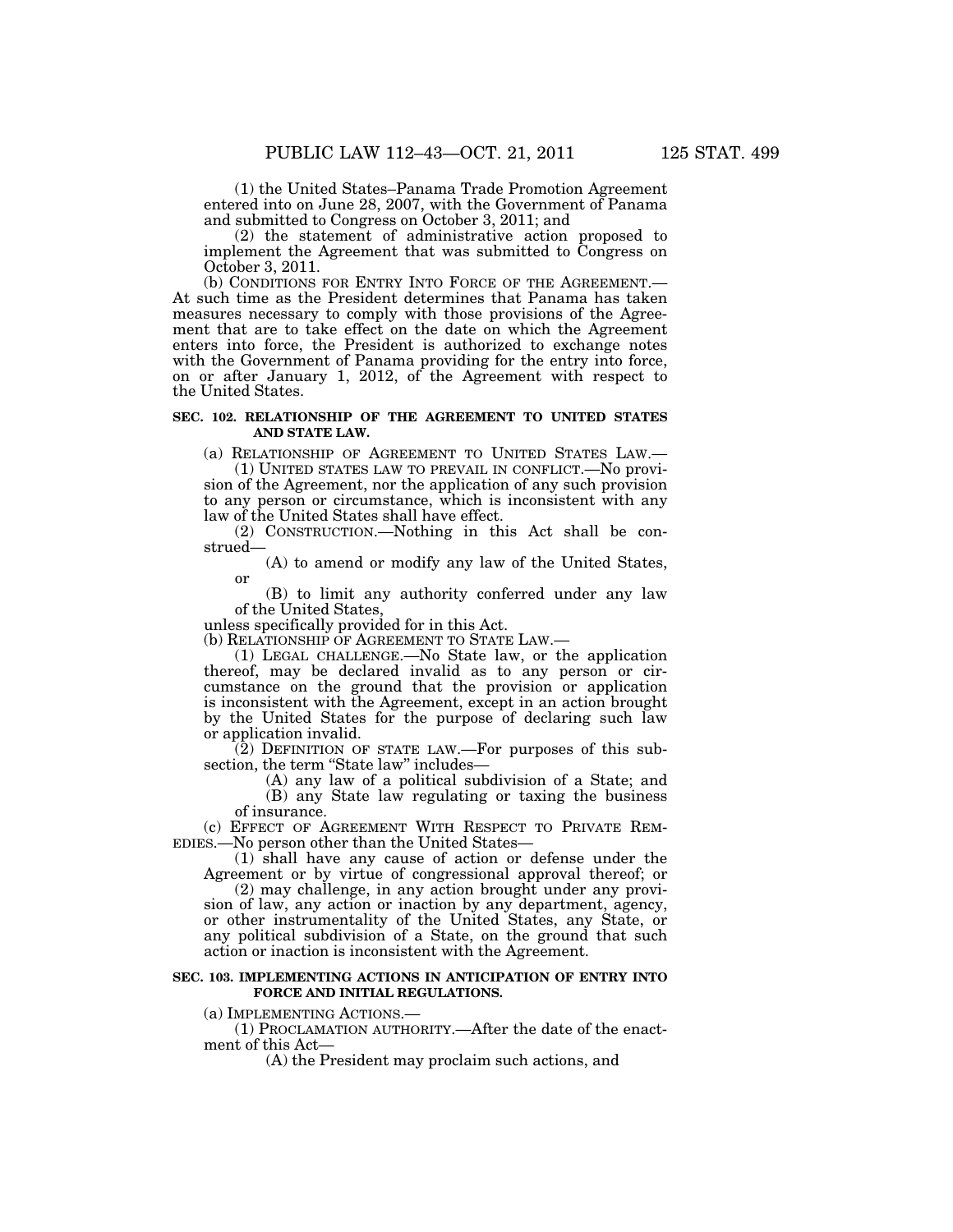(1) the United States–Panama Trade Promotion Agreement entered into on June 28, 2007, with the Government of Panama and submitted to Congress on October 3, 2011; and

(2) the statement of administrative action proposed to implement the Agreement that was submitted to Congress on October 3, 2011.

(b) CONDITIONS FOR ENTRY INTO FORCE OF THE AGREEMENT.— At such time as the President determines that Panama has taken measures necessary to comply with those provisions of the Agreement that are to take effect on the date on which the Agreement enters into force, the President is authorized to exchange notes with the Government of Panama providing for the entry into force, on or after January 1, 2012, of the Agreement with respect to the United States.

### SEC. 102. RELATIONSHIP OF THE AGREEMENT TO UNITED STATES AND STATE LAW.

(a) RELATIONSHIP OF AGREEMENT TO UNITED STATES LAW.—

(1) UNITED STATES LAW TO PREVAIL IN CONFLICT.—No provision of the Agreement, nor the application of any such provision to any person or circumstance, which is inconsistent with any law of the United States shall have effect.

(2) CONSTRUCTION.—Nothing in this Act shall be construed—

(A) to amend or modify any law of the United States, or

(B) to limit any authority conferred under any law of the United States,

unless specifically provided for in this Act.

(b) RELATIONSHIP OF AGREEMENT TO STATE LAW.—

(1) LEGAL CHALLENGE.—No State law, or the application thereof, may be declared invalid as to any person or circumstance on the ground that the provision or application is inconsistent with the Agreement, except in an action brought by the United States for the purpose of declaring such law or application invalid.

(2) DEFINITION OF STATE LAW.—For purposes of this subsection, the term "State law" includes—

(A) any law of a political subdivision of a State; and

(B) any State law regulating or taxing the business of insurance.

(c) EFFECT OF AGREEMENT WITH RESPECT TO PRIVATE REMEDIES.—No person other than the United States—

(1) shall have any cause of action or defense under the Agreement or by virtue of congressional approval thereof; or

(2) may challenge, in any action brought under any provision of law, any action or inaction by any department, agency, or other instrumentality of the United States, any State, or any political subdivision of a State, on the ground that such action or inaction is inconsistent with the Agreement.

### SEC. 103. IMPLEMENTING ACTIONS IN ANTICIPATION OF ENTRY INTO FORCE AND INITIAL REGULATIONS.

(a) IMPLEMENTING ACTIONS.—

(1) PROCLAMATION AUTHORITY.—After the date of the enactment of this Act—

(A) the President may proclaim such actions, and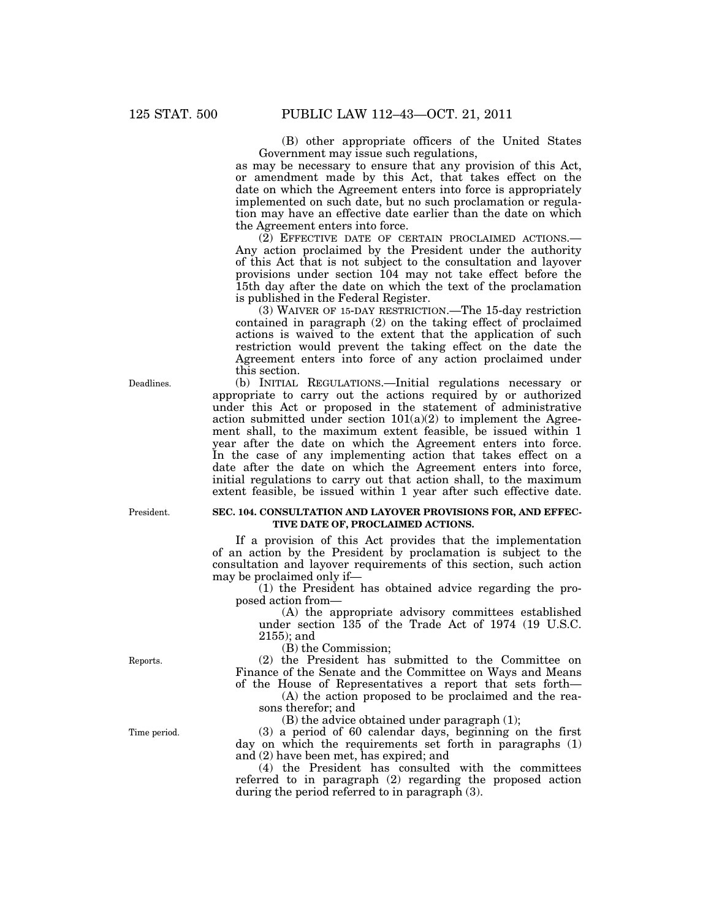(B) other appropriate officers of the United States Government may issue such regulations,

as may be necessary to ensure that any provision of this Act, or amendment made by this Act, that takes effect on the date on which the Agreement enters into force is appropriately implemented on such date, but no such proclamation or regulation may have an effective date earlier than the date on which the Agreement enters into force.

(2) EFFECTIVE DATE OF CERTAIN PROCLAIMED ACTIONS.—Any action proclaimed by the President under the authority of this Act that is not subject to the consultation and layover provisions under section 104 may not take effect before the 15th day after the date on which the text of the proclamation is published in the Federal Register.

(3) WAIVER OF 15-DAY RESTRICTION.—The 15-day restriction contained in paragraph (2) on the taking effect of proclaimed actions is waived to the extent that the application of such restriction would prevent the taking effect on the date the Agreement enters into force of any action proclaimed under this section.

Deadlines.

(b) INITIAL REGULATIONS.—Initial regulations necessary or appropriate to carry out the actions required by or authorized under this Act or proposed in the statement of administrative action submitted under section 101(a)(2) to implement the Agreement shall, to the maximum extent feasible, be issued within 1 year after the date on which the Agreement enters into force. In the case of any implementing action that takes effect on a date after the date on which the Agreement enters into force, initial regulations to carry out that action shall, to the maximum extent feasible, be issued within 1 year after such effective date.

President.

**SEC. 104. CONSULTATION AND LAYOVER PROVISIONS FOR, AND EFFECTIVE DATE OF, PROCLAIMED ACTIONS.**

If a provision of this Act provides that the implementation of an action by the President by proclamation is subject to the consultation and layover requirements of this section, such action may be proclaimed only if—

(1) the President has obtained advice regarding the proposed action from—

(A) the appropriate advisory committees established under section 135 of the Trade Act of 1974 (19 U.S.C. 2155); and

(B) the Commission;

Reports.

(2) the President has submitted to the Committee on Finance of the Senate and the Committee on Ways and Means of the House of Representatives a report that sets forth—

(A) the action proposed to be proclaimed and the reasons therefor; and

(B) the advice obtained under paragraph (1);

Time period.

(3) a period of 60 calendar days, beginning on the first day on which the requirements set forth in paragraphs (1) and (2) have been met, has expired; and

(4) the President has consulted with the committees referred to in paragraph (2) regarding the proposed action during the period referred to in paragraph (3).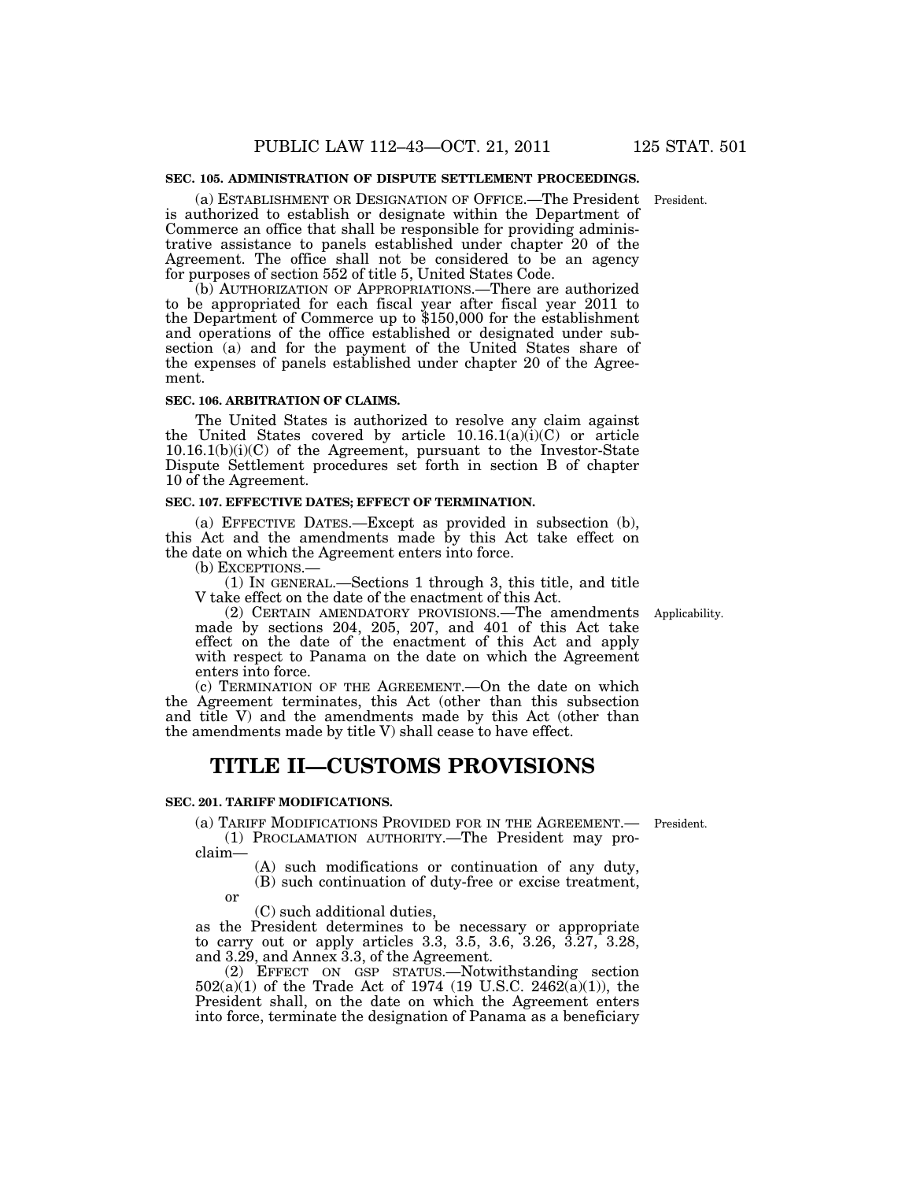**SEC. 105. ADMINISTRATION OF DISPUTE SETTLEMENT PROCEEDINGS.**

(a) ESTABLISHMENT OR DESIGNATION OF OFFICE.—The President is authorized to establish or designate within the Department of Commerce an office that shall be responsible for providing administrative assistance to panels established under chapter 20 of the Agreement. The office shall not be considered to be an agency for purposes of section 552 of title 5, United States Code.

President.

(b) AUTHORIZATION OF APPROPRIATIONS.—There are authorized to be appropriated for each fiscal year after fiscal year 2011 to the Department of Commerce up to $150,000 for the establishment and operations of the office established or designated under subsection (a) and for the payment of the United States share of the expenses of panels established under chapter 20 of the Agreement.

**SEC. 106. ARBITRATION OF CLAIMS.**

The United States is authorized to resolve any claim against the United States covered by article 10.16.1(a)(i)(C) or article 10.16.1(b)(i)(C) of the Agreement, pursuant to the Investor-State Dispute Settlement procedures set forth in section B of chapter 10 of the Agreement.

**SEC. 107. EFFECTIVE DATES; EFFECT OF TERMINATION.**

(a) EFFECTIVE DATES.—Except as provided in subsection (b), this Act and the amendments made by this Act take effect on the date on which the Agreement enters into force.

(b) EXCEPTIONS.—

(1) IN GENERAL.—Sections 1 through 3, this title, and title V take effect on the date of the enactment of this Act.

(2) CERTAIN AMENDATORY PROVISIONS.—The amendments made by sections 204, 205, 207, and 401 of this Act take effect on the date of the enactment of this Act and apply with respect to Panama on the date on which the Agreement enters into force.

Applicability.

(c) TERMINATION OF THE AGREEMENT.—On the date on which the Agreement terminates, this Act (other than this subsection and title V) and the amendments made by this Act (other than the amendments made by title V) shall cease to have effect.

# TITLE II—CUSTOMS PROVISIONS

**SEC. 201. TARIFF MODIFICATIONS.**

(a) TARIFF MODIFICATIONS PROVIDED FOR IN THE AGREEMENT.—

President.

(1) PROCLAMATION AUTHORITY.—The President may proclaim—

(A) such modifications or continuation of any duty,

(B) such continuation of duty-free or excise treatment, or

(C) such additional duties,

as the President determines to be necessary or appropriate to carry out or apply articles 3.3, 3.5, 3.6, 3.26, 3.27, 3.28, and 3.29, and Annex 3.3, of the Agreement.

(2) EFFECT ON GSP STATUS.—Notwithstanding section 502(a)(1) of the Trade Act of 1974 (19 U.S.C. 2462(a)(1)), the President shall, on the date on which the Agreement enters into force, terminate the designation of Panama as a beneficiary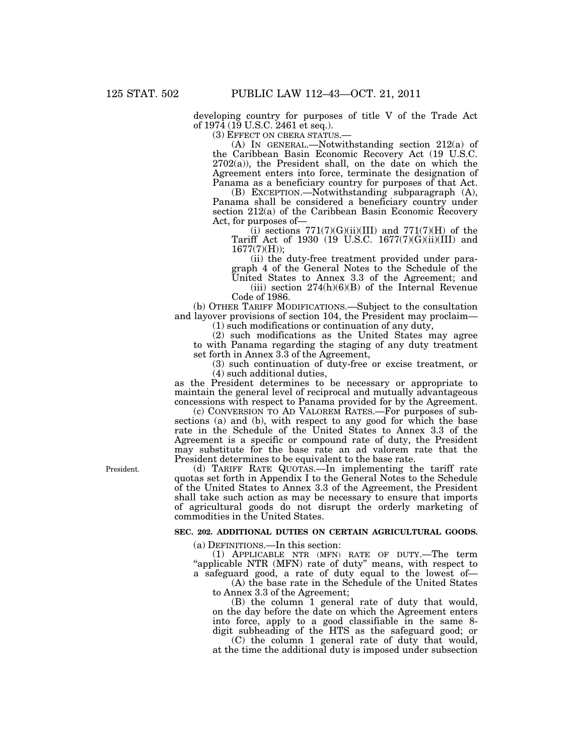developing country for purposes of title V of the Trade Act of 1974 (19 U.S.C. 2461 et seq.).

(3) EFFECT ON CBERA STATUS.—

(A) IN GENERAL.—Notwithstanding section 212(a) of the Caribbean Basin Economic Recovery Act (19 U.S.C. 2702(a)), the President shall, on the date on which the Agreement enters into force, terminate the designation of Panama as a beneficiary country for purposes of that Act.

(B) EXCEPTION.—Notwithstanding subparagraph (A), Panama shall be considered a beneficiary country under section 212(a) of the Caribbean Basin Economic Recovery Act, for purposes of—

(i) sections 771(7)(G)(ii)(III) and 771(7)(H) of the Tariff Act of 1930 (19 U.S.C. 1677(7)(G)(ii)(III) and 1677(7)(H));

(ii) the duty-free treatment provided under paragraph 4 of the General Notes to the Schedule of the United States to Annex 3.3 of the Agreement; and

(iii) section 274(h)(6)(B) of the Internal Revenue Code of 1986.

(b) OTHER TARIFF MODIFICATIONS.—Subject to the consultation and layover provisions of section 104, the President may proclaim—

(1) such modifications or continuation of any duty,

(2) such modifications as the United States may agree to with Panama regarding the staging of any duty treatment set forth in Annex 3.3 of the Agreement,

(3) such continuation of duty-free or excise treatment, or

(4) such additional duties,

as the President determines to be necessary or appropriate to maintain the general level of reciprocal and mutually advantageous concessions with respect to Panama provided for by the Agreement.

(c) CONVERSION TO AD VALOREM RATES.—For purposes of subsections (a) and (b), with respect to any good for which the base rate in the Schedule of the United States to Annex 3.3 of the Agreement is a specific or compound rate of duty, the President may substitute for the base rate an ad valorem rate that the President determines to be equivalent to the base rate.

President.

(d) TARIFF RATE QUOTAS.—In implementing the tariff rate quotas set forth in Appendix I to the General Notes to the Schedule of the United States to Annex 3.3 of the Agreement, the President shall take such action as may be necessary to ensure that imports of agricultural goods do not disrupt the orderly marketing of commodities in the United States.

**SEC. 202. ADDITIONAL DUTIES ON CERTAIN AGRICULTURAL GOODS.**

(a) DEFINITIONS.—In this section:

(1) APPLICABLE NTR (MFN) RATE OF DUTY.—The term "applicable NTR (MFN) rate of duty" means, with respect to a safeguard good, a rate of duty equal to the lowest of—

(A) the base rate in the Schedule of the United States to Annex 3.3 of the Agreement;

(B) the column 1 general rate of duty that would, on the day before the date on which the Agreement enters into force, apply to a good classifiable in the same 8-digit subheading of the HTS as the safeguard good; or

(C) the column 1 general rate of duty that would, at the time the additional duty is imposed under subsection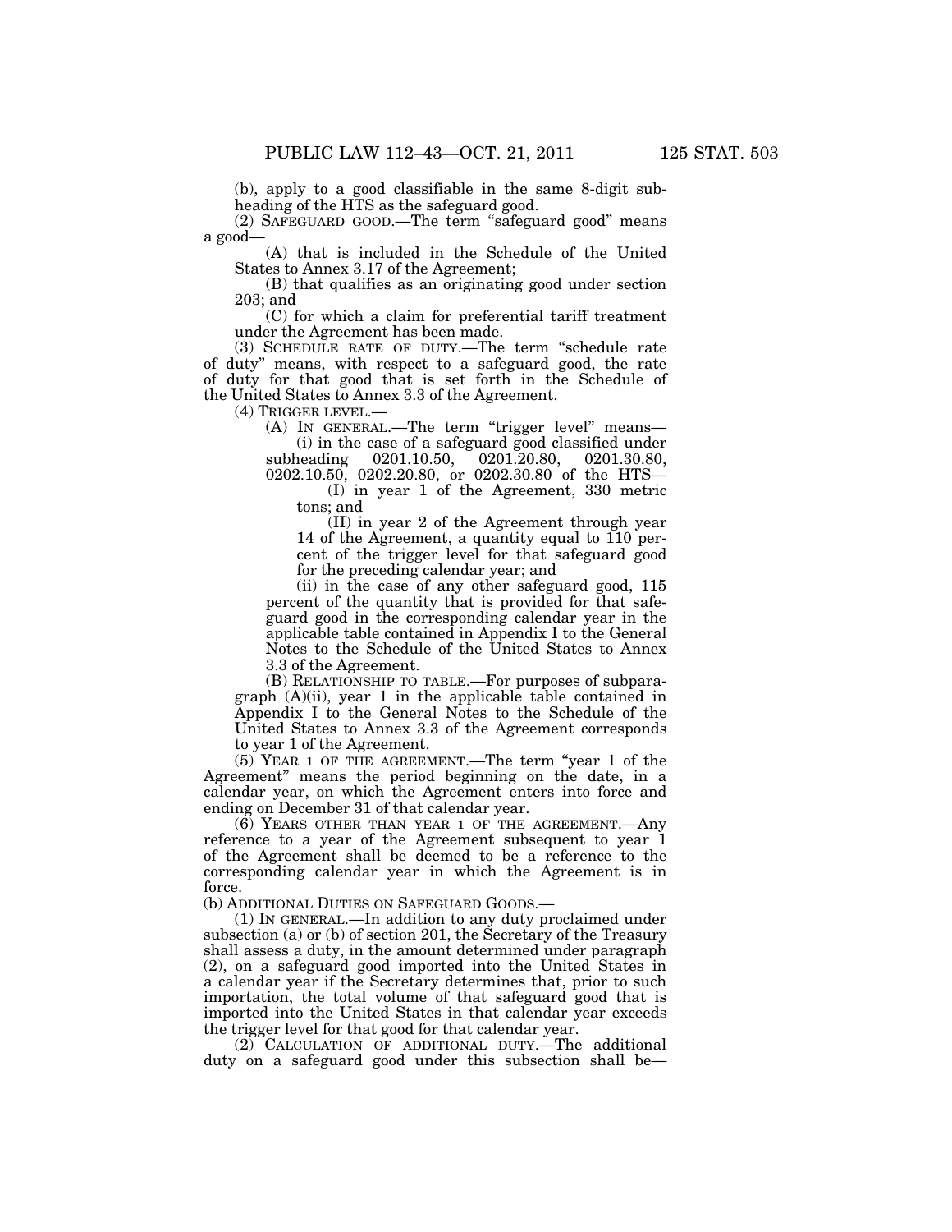(b), apply to a good classifiable in the same 8-digit subheading of the HTS as the safeguard good.

(2) SAFEGUARD GOOD.—The term "safeguard good" means a good—

(A) that is included in the Schedule of the United States to Annex 3.17 of the Agreement;

(B) that qualifies as an originating good under section 203; and

(C) for which a claim for preferential tariff treatment under the Agreement has been made.

(3) SCHEDULE RATE OF DUTY.—The term "schedule rate of duty" means, with respect to a safeguard good, the rate of duty for that good that is set forth in the Schedule of the United States to Annex 3.3 of the Agreement.

(4) TRIGGER LEVEL.—

(A) IN GENERAL.—The term "trigger level" means—

(i) in the case of a safeguard good classified under subheading 0201.10.50, 0201.20.80, 0201.30.80, 0202.10.50, 0202.20.80, or 0202.30.80 of the HTS—

(I) in year 1 of the Agreement, 330 metric tons; and

(II) in year 2 of the Agreement through year 14 of the Agreement, a quantity equal to 110 percent of the trigger level for that safeguard good for the preceding calendar year; and

(ii) in the case of any other safeguard good, 115 percent of the quantity that is provided for that safeguard good in the corresponding calendar year in the applicable table contained in Appendix I to the General Notes to the Schedule of the United States to Annex 3.3 of the Agreement.

(B) RELATIONSHIP TO TABLE.—For purposes of subparagraph (A)(ii), year 1 in the applicable table contained in Appendix I to the General Notes to the Schedule of the United States to Annex 3.3 of the Agreement corresponds to year 1 of the Agreement.

(5) YEAR 1 OF THE AGREEMENT.—The term "year 1 of the Agreement" means the period beginning on the date, in a calendar year, on which the Agreement enters into force and ending on December 31 of that calendar year.

(6) YEARS OTHER THAN YEAR 1 OF THE AGREEMENT.—Any reference to a year of the Agreement subsequent to year 1 of the Agreement shall be deemed to be a reference to the corresponding calendar year in which the Agreement is in force.

(b) ADDITIONAL DUTIES ON SAFEGUARD GOODS.—

(1) IN GENERAL.—In addition to any duty proclaimed under subsection (a) or (b) of section 201, the Secretary of the Treasury shall assess a duty, in the amount determined under paragraph (2), on a safeguard good imported into the United States in a calendar year if the Secretary determines that, prior to such importation, the total volume of that safeguard good that is imported into the United States in that calendar year exceeds the trigger level for that good for that calendar year.

(2) CALCULATION OF ADDITIONAL DUTY.—The additional duty on a safeguard good under this subsection shall be—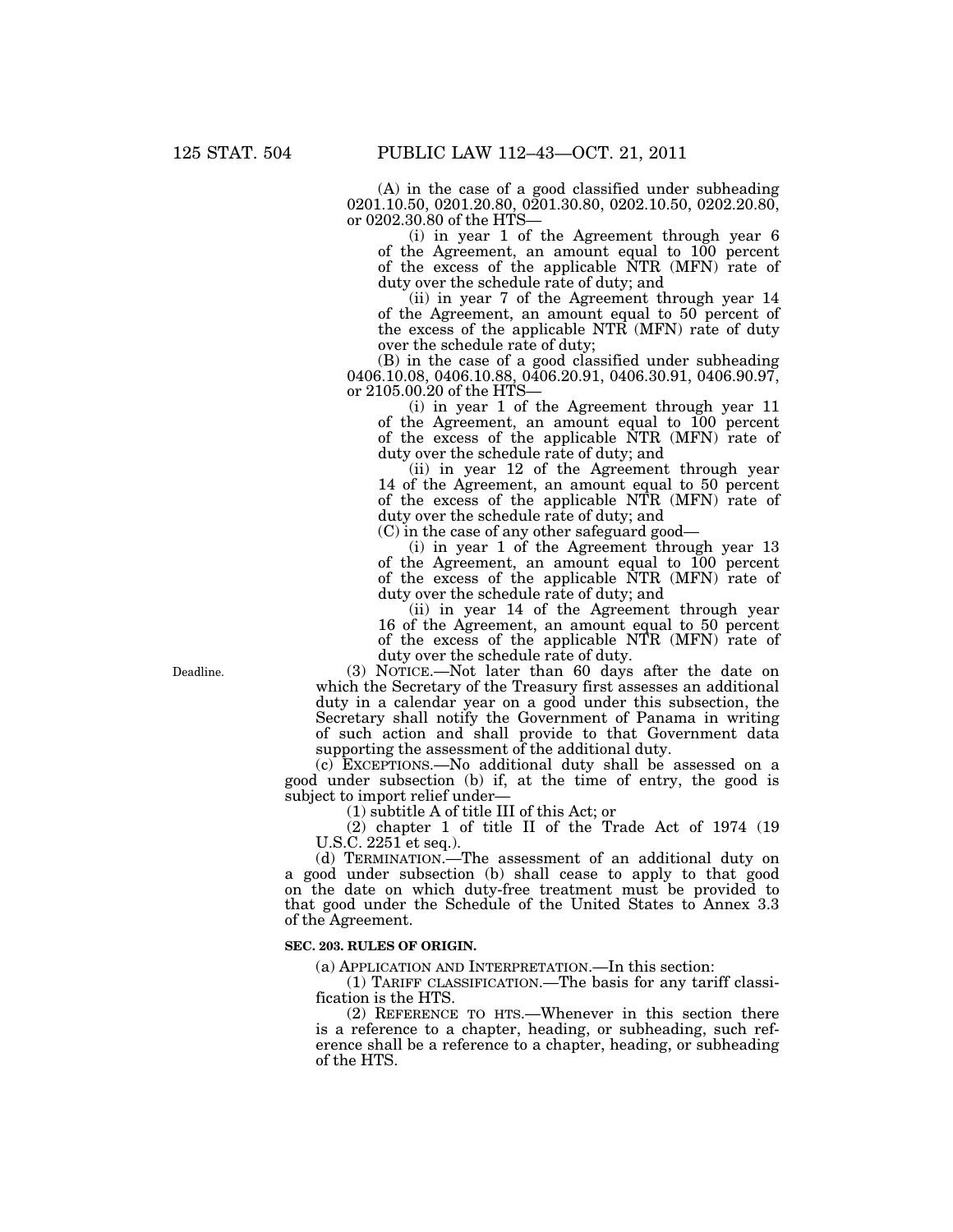(A) in the case of a good classified under subheading 0201.10.50, 0201.20.80, 0201.30.80, 0202.10.50, 0202.20.80, or 0202.30.80 of the HTS—

(i) in year 1 of the Agreement through year 6 of the Agreement, an amount equal to 100 percent of the excess of the applicable NTR (MFN) rate of duty over the schedule rate of duty; and

(ii) in year 7 of the Agreement through year 14 of the Agreement, an amount equal to 50 percent of the excess of the applicable NTR (MFN) rate of duty over the schedule rate of duty;

(B) in the case of a good classified under subheading 0406.10.08, 0406.10.88, 0406.20.91, 0406.30.91, 0406.90.97, or 2105.00.20 of the HTS—

(i) in year 1 of the Agreement through year 11 of the Agreement, an amount equal to 100 percent of the excess of the applicable NTR (MFN) rate of duty over the schedule rate of duty; and

(ii) in year 12 of the Agreement through year 14 of the Agreement, an amount equal to 50 percent of the excess of the applicable NTR (MFN) rate of duty over the schedule rate of duty; and

(C) in the case of any other safeguard good—

(i) in year 1 of the Agreement through year 13 of the Agreement, an amount equal to 100 percent of the excess of the applicable NTR (MFN) rate of duty over the schedule rate of duty; and

(ii) in year 14 of the Agreement through year 16 of the Agreement, an amount equal to 50 percent of the excess of the applicable NTR (MFN) rate of duty over the schedule rate of duty.

Deadline.

(3) NOTICE.—Not later than 60 days after the date on which the Secretary of the Treasury first assesses an additional duty in a calendar year on a good under this subsection, the Secretary shall notify the Government of Panama in writing of such action and shall provide to that Government data supporting the assessment of the additional duty.

(c) EXCEPTIONS.—No additional duty shall be assessed on a good under subsection (b) if, at the time of entry, the good is subject to import relief under—

(1) subtitle A of title III of this Act; or

(2) chapter 1 of title II of the Trade Act of 1974 (19 U.S.C. 2251 et seq.).

(d) TERMINATION.—The assessment of an additional duty on a good under subsection (b) shall cease to apply to that good on the date on which duty-free treatment must be provided to that good under the Schedule of the United States to Annex 3.3 of the Agreement.

**SEC. 203. RULES OF ORIGIN.**

(a) APPLICATION AND INTERPRETATION.—In this section:

(1) TARIFF CLASSIFICATION.—The basis for any tariff classification is the HTS.

(2) REFERENCE TO HTS.—Whenever in this section there is a reference to a chapter, heading, or subheading, such reference shall be a reference to a chapter, heading, or subheading of the HTS.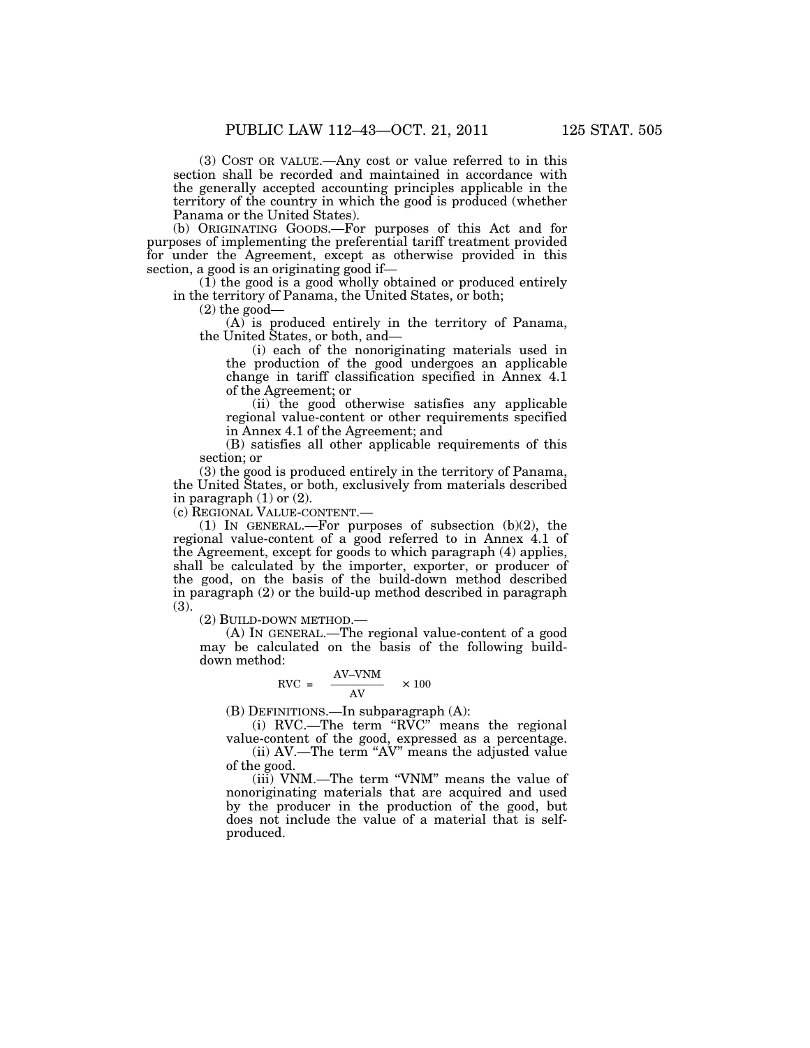(3) COST OR VALUE.—Any cost or value referred to in this section shall be recorded and maintained in accordance with the generally accepted accounting principles applicable in the territory of the country in which the good is produced (whether Panama or the United States).

(b) ORIGINATING GOODS.—For purposes of this Act and for purposes of implementing the preferential tariff treatment provided for under the Agreement, except as otherwise provided in this section, a good is an originating good if—

(1) the good is a good wholly obtained or produced entirely in the territory of Panama, the United States, or both;

(2) the good—

(A) is produced entirely in the territory of Panama, the United States, or both, and—

(i) each of the nonoriginating materials used in the production of the good undergoes an applicable change in tariff classification specified in Annex 4.1 of the Agreement; or

(ii) the good otherwise satisfies any applicable regional value-content or other requirements specified in Annex 4.1 of the Agreement; and

(B) satisfies all other applicable requirements of this section; or

(3) the good is produced entirely in the territory of Panama, the United States, or both, exclusively from materials described in paragraph (1) or (2).

(c) REGIONAL VALUE-CONTENT.—

(1) IN GENERAL.—For purposes of subsection (b)(2), the regional value-content of a good referred to in Annex 4.1 of the Agreement, except for goods to which paragraph (4) applies, shall be calculated by the importer, exporter, or producer of the good, on the basis of the build-down method described in paragraph (2) or the build-up method described in paragraph (3).

(2) BUILD-DOWN METHOD.—

(A) IN GENERAL.—The regional value-content of a good may be calculated on the basis of the following build-down method:

$$RVC = \frac{AV - VNM}{AV} \times 100$$

(B) DEFINITIONS.—In subparagraph (A):

(i) RVC.—The term "RVC" means the regional value-content of the good, expressed as a percentage.

(ii) AV.—The term "AV" means the adjusted value of the good.

(iii) VNM.—The term "VNM" means the value of nonoriginating materials that are acquired and used by the producer in the production of the good, but does not include the value of a material that is self-produced.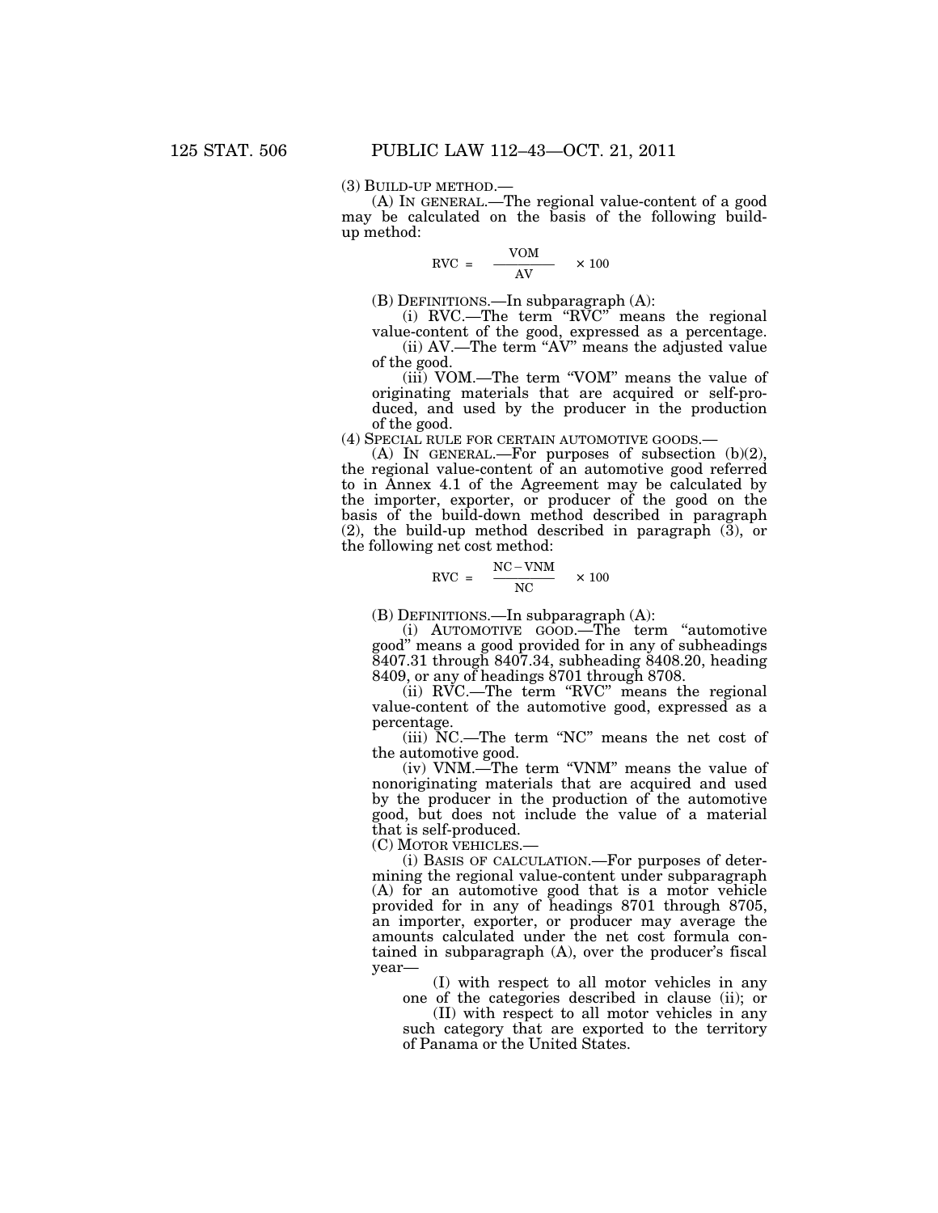(3) BUILD-UP METHOD.—

(A) IN GENERAL.—The regional value-content of a good may be calculated on the basis of the following build-up method:

$$RVC = \frac{VOM}{AV} \times 100$$

(B) DEFINITIONS.—In subparagraph (A):

(i) RVC.—The term "RVC" means the regional value-content of the good, expressed as a percentage.

(ii) AV.—The term "AV" means the adjusted value of the good.

(iii) VOM.—The term "VOM" means the value of originating materials that are acquired or self-produced, and used by the producer in the production of the good.

(4) SPECIAL RULE FOR CERTAIN AUTOMOTIVE GOODS.—

(A) IN GENERAL.—For purposes of subsection (b)(2), the regional value-content of an automotive good referred to in Annex 4.1 of the Agreement may be calculated by the importer, exporter, or producer of the good on the basis of the build-down method described in paragraph (2), the build-up method described in paragraph (3), or the following net cost method:

$$RVC = \frac{NC - VNM}{NC} \times 100$$

(B) DEFINITIONS.—In subparagraph (A):

(i) AUTOMOTIVE GOOD.—The term "automotive good" means a good provided for in any of subheadings 8407.31 through 8407.34, subheading 8408.20, heading 8409, or any of headings 8701 through 8708.

(ii) RVC.—The term "RVC" means the regional value-content of the automotive good, expressed as a percentage.

(iii) NC.—The term "NC" means the net cost of the automotive good.

(iv) VNM.—The term "VNM" means the value of nonoriginating materials that are acquired and used by the producer in the production of the automotive good, but does not include the value of a material that is self-produced.

(C) MOTOR VEHICLES.—

(i) BASIS OF CALCULATION.—For purposes of determining the regional value-content under subparagraph (A) for an automotive good that is a motor vehicle provided for in any of headings 8701 through 8705, an importer, exporter, or producer may average the amounts calculated under the net cost formula contained in subparagraph (A), over the producer's fiscal year—

(I) with respect to all motor vehicles in any one of the categories described in clause (ii); or

(II) with respect to all motor vehicles in any such category that are exported to the territory of Panama or the United States.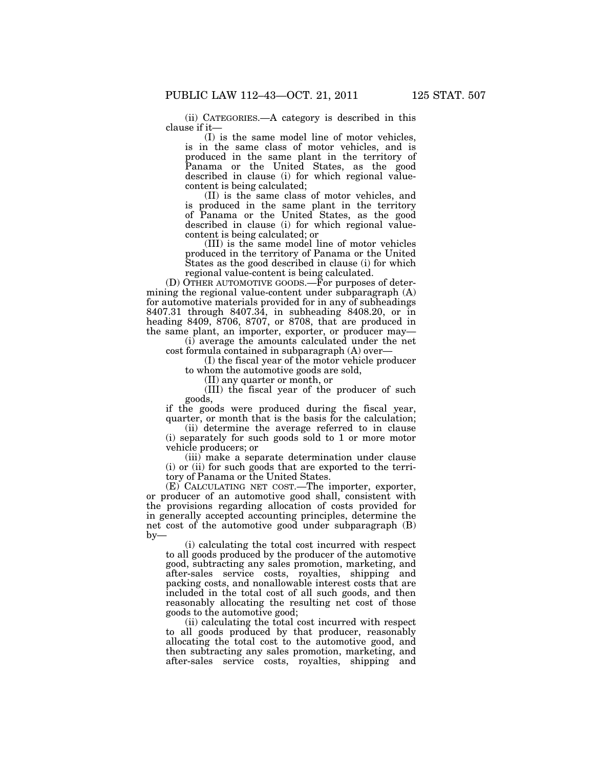(ii) CATEGORIES.—A category is described in this clause if it—

(I) is the same model line of motor vehicles, is in the same class of motor vehicles, and is produced in the same plant in the territory of Panama or the United States, as the good described in clause (i) for which regional value-content is being calculated;

(II) is the same class of motor vehicles, and is produced in the same plant in the territory of Panama or the United States, as the good described in clause (i) for which regional value-content is being calculated; or

(III) is the same model line of motor vehicles produced in the territory of Panama or the United States as the good described in clause (i) for which regional value-content is being calculated.

(D) OTHER AUTOMOTIVE GOODS.—For purposes of determining the regional value-content under subparagraph (A) for automotive materials provided for in any of subheadings 8407.31 through 8407.34, in subheading 8408.20, or in heading 8409, 8706, 8707, or 8708, that are produced in the same plant, an importer, exporter, or producer may—

(i) average the amounts calculated under the net cost formula contained in subparagraph (A) over—

(I) the fiscal year of the motor vehicle producer to whom the automotive goods are sold,

(II) any quarter or month, or

(III) the fiscal year of the producer of such goods,

if the goods were produced during the fiscal year, quarter, or month that is the basis for the calculation;

(ii) determine the average referred to in clause (i) separately for such goods sold to 1 or more motor vehicle producers; or

(iii) make a separate determination under clause (i) or (ii) for such goods that are exported to the territory of Panama or the United States.

(E) CALCULATING NET COST.—The importer, exporter, or producer of an automotive good shall, consistent with the provisions regarding allocation of costs provided for in generally accepted accounting principles, determine the net cost of the automotive good under subparagraph (B) by—

(i) calculating the total cost incurred with respect to all goods produced by the producer of the automotive good, subtracting any sales promotion, marketing, and after-sales service costs, royalties, shipping and packing costs, and nonallowable interest costs that are included in the total cost of all such goods, and then reasonably allocating the resulting net cost of those goods to the automotive good;

(ii) calculating the total cost incurred with respect to all goods produced by that producer, reasonably allocating the total cost to the automotive good, and then subtracting any sales promotion, marketing, and after-sales service costs, royalties, shipping and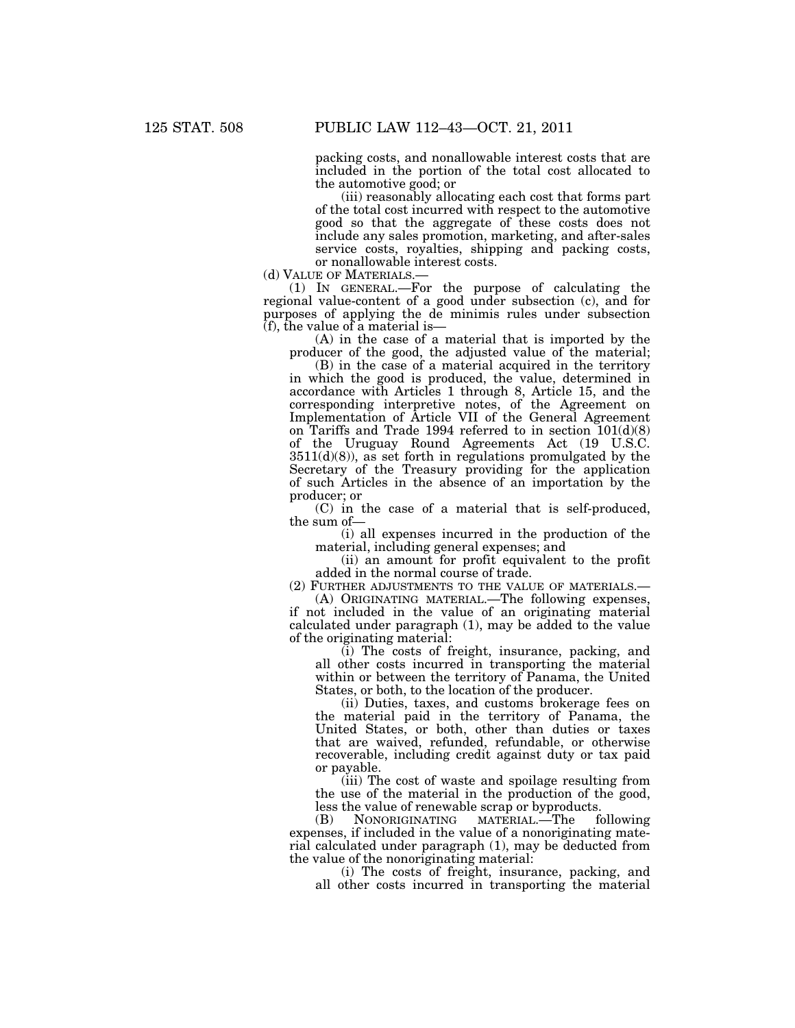packing costs, and nonallowable interest costs that are included in the portion of the total cost allocated to the automotive good; or

(iii) reasonably allocating each cost that forms part of the total cost incurred with respect to the automotive good so that the aggregate of these costs does not include any sales promotion, marketing, and after-sales service costs, royalties, shipping and packing costs, or nonallowable interest costs.

(d) VALUE OF MATERIALS.—

(1) IN GENERAL.—For the purpose of calculating the regional value-content of a good under subsection (c), and for purposes of applying the de minimis rules under subsection (f), the value of a material is—

(A) in the case of a material that is imported by the producer of the good, the adjusted value of the material;

(B) in the case of a material acquired in the territory in which the good is produced, the value, determined in accordance with Articles 1 through 8, Article 15, and the corresponding interpretive notes, of the Agreement on Implementation of Article VII of the General Agreement on Tariffs and Trade 1994 referred to in section 101(d)(8) of the Uruguay Round Agreements Act (19 U.S.C. 3511(d)(8)), as set forth in regulations promulgated by the Secretary of the Treasury providing for the application of such Articles in the absence of an importation by the producer; or

(C) in the case of a material that is self-produced, the sum of—

(i) all expenses incurred in the production of the material, including general expenses; and

(ii) an amount for profit equivalent to the profit added in the normal course of trade.

(2) FURTHER ADJUSTMENTS TO THE VALUE OF MATERIALS.—

(A) ORIGINATING MATERIAL.—The following expenses, if not included in the value of an originating material calculated under paragraph (1), may be added to the value of the originating material:

(i) The costs of freight, insurance, packing, and all other costs incurred in transporting the material within or between the territory of Panama, the United States, or both, to the location of the producer.

(ii) Duties, taxes, and customs brokerage fees on the material paid in the territory of Panama, the United States, or both, other than duties or taxes that are waived, refunded, refundable, or otherwise recoverable, including credit against duty or tax paid or payable.

(iii) The cost of waste and spoilage resulting from the use of the material in the production of the good, less the value of renewable scrap or byproducts.

(B) NONORIGINATING MATERIAL.—The following expenses, if included in the value of a nonoriginating material calculated under paragraph (1), may be deducted from the value of the nonoriginating material:

(i) The costs of freight, insurance, packing, and all other costs incurred in transporting the material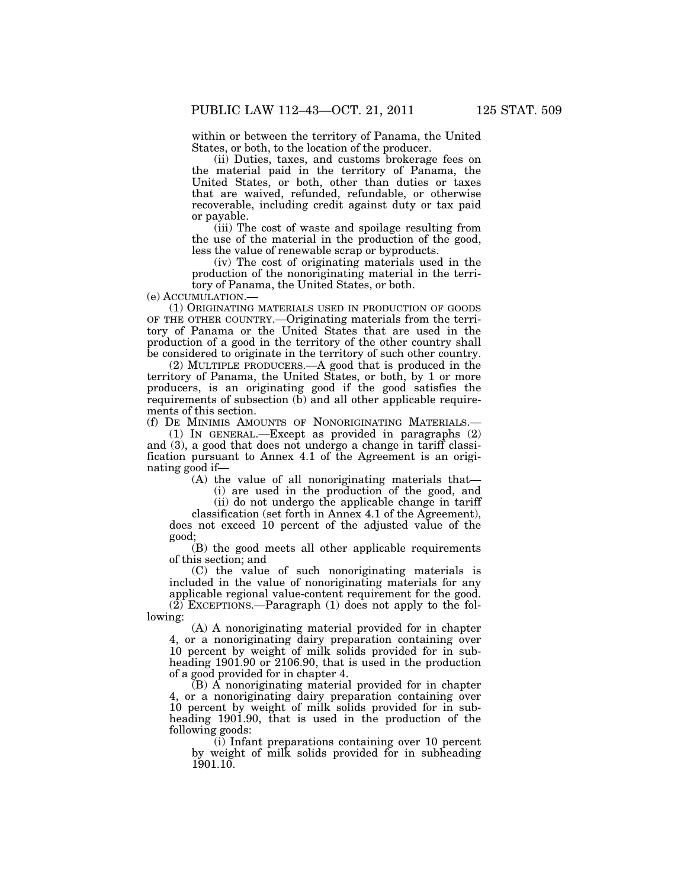within or between the territory of Panama, the United States, or both, to the location of the producer.

(ii) Duties, taxes, and customs brokerage fees on the material paid in the territory of Panama, the United States, or both, other than duties or taxes that are waived, refunded, refundable, or otherwise recoverable, including credit against duty or tax paid or payable.

(iii) The cost of waste and spoilage resulting from the use of the material in the production of the good, less the value of renewable scrap or byproducts.

(iv) The cost of originating materials used in the production of the nonoriginating material in the territory of Panama, the United States, or both.

(e) ACCUMULATION.—

(1) ORIGINATING MATERIALS USED IN PRODUCTION OF GOODS OF THE OTHER COUNTRY.—Originating materials from the territory of Panama or the United States that are used in the production of a good in the territory of the other country shall be considered to originate in the territory of such other country.

(2) MULTIPLE PRODUCERS.—A good that is produced in the territory of Panama, the United States, or both, by 1 or more producers, is an originating good if the good satisfies the requirements of subsection (b) and all other applicable requirements of this section.

(f) DE MINIMIS AMOUNTS OF NONORIGINATING MATERIALS.—

(1) IN GENERAL.—Except as provided in paragraphs (2) and (3), a good that does not undergo a change in tariff classification pursuant to Annex 4.1 of the Agreement is an originating good if—

(A) the value of all nonoriginating materials that—

(i) are used in the production of the good, and

(ii) do not undergo the applicable change in tariff classification (set forth in Annex 4.1 of the Agreement),

does not exceed 10 percent of the adjusted value of the good;

(B) the good meets all other applicable requirements of this section; and

(C) the value of such nonoriginating materials is included in the value of nonoriginating materials for any applicable regional value-content requirement for the good.

(2) EXCEPTIONS.—Paragraph (1) does not apply to the following:

(A) A nonoriginating material provided for in chapter 4, or a nonoriginating dairy preparation containing over 10 percent by weight of milk solids provided for in subheading 1901.90 or 2106.90, that is used in the production of a good provided for in chapter 4.

(B) A nonoriginating material provided for in chapter 4, or a nonoriginating dairy preparation containing over 10 percent by weight of milk solids provided for in subheading 1901.90, that is used in the production of the following goods:

(i) Infant preparations containing over 10 percent by weight of milk solids provided for in subheading 1901.10.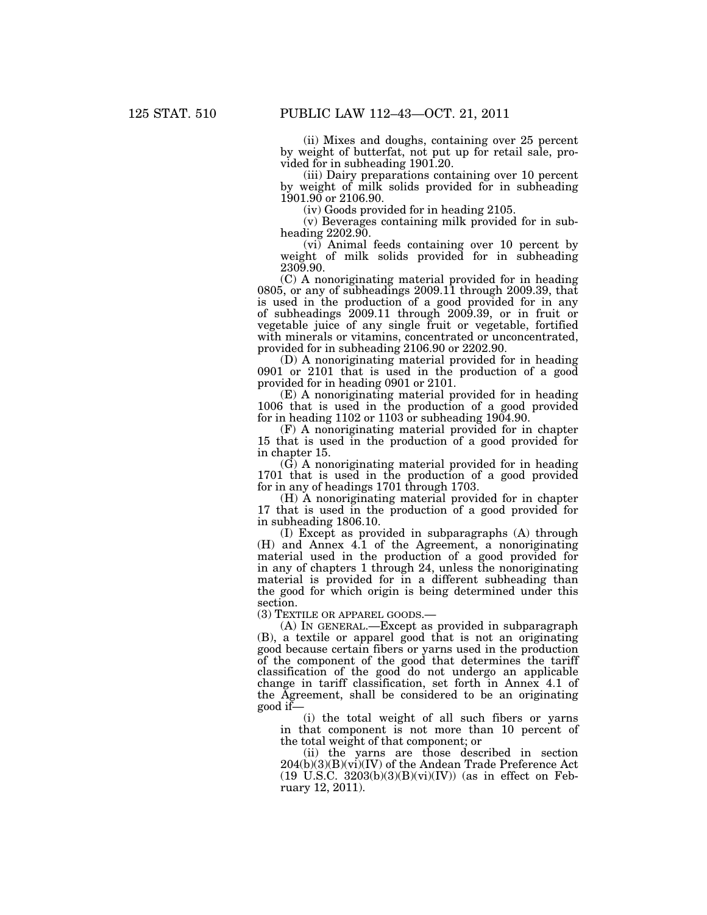(ii) Mixes and doughs, containing over 25 percent by weight of butterfat, not put up for retail sale, provided for in subheading 1901.20.

(iii) Dairy preparations containing over 10 percent by weight of milk solids provided for in subheading 1901.90 or 2106.90.

(iv) Goods provided for in heading 2105.

(v) Beverages containing milk provided for in subheading 2202.90.

(vi) Animal feeds containing over 10 percent by weight of milk solids provided for in subheading 2309.90.

(C) A nonoriginating material provided for in heading 0805, or any of subheadings 2009.11 through 2009.39, that is used in the production of a good provided for in any of subheadings 2009.11 through 2009.39, or in fruit or vegetable juice of any single fruit or vegetable, fortified with minerals or vitamins, concentrated or unconcentrated, provided for in subheading 2106.90 or 2202.90.

(D) A nonoriginating material provided for in heading 0901 or 2101 that is used in the production of a good provided for in heading 0901 or 2101.

(E) A nonoriginating material provided for in heading 1006 that is used in the production of a good provided for in heading 1102 or 1103 or subheading 1904.90.

(F) A nonoriginating material provided for in chapter 15 that is used in the production of a good provided for in chapter 15.

(G) A nonoriginating material provided for in heading 1701 that is used in the production of a good provided for in any of headings 1701 through 1703.

(H) A nonoriginating material provided for in chapter 17 that is used in the production of a good provided for in subheading 1806.10.

(I) Except as provided in subparagraphs (A) through (H) and Annex 4.1 of the Agreement, a nonoriginating material used in the production of a good provided for in any of chapters 1 through 24, unless the nonoriginating material is provided for in a different subheading than the good for which origin is being determined under this section.

(3) TEXTILE OR APPAREL GOODS.—

(A) IN GENERAL.—Except as provided in subparagraph (B), a textile or apparel good that is not an originating good because certain fibers or yarns used in the production of the component of the good that determines the tariff classification of the good do not undergo an applicable change in tariff classification, set forth in Annex 4.1 of the Agreement, shall be considered to be an originating good if—

(i) the total weight of all such fibers or yarns in that component is not more than 10 percent of the total weight of that component; or

(ii) the yarns are those described in section 204(b)(3)(B)(vi)(IV) of the Andean Trade Preference Act (19 U.S.C. 3203(b)(3)(B)(vi)(IV)) (as in effect on February 12, 2011).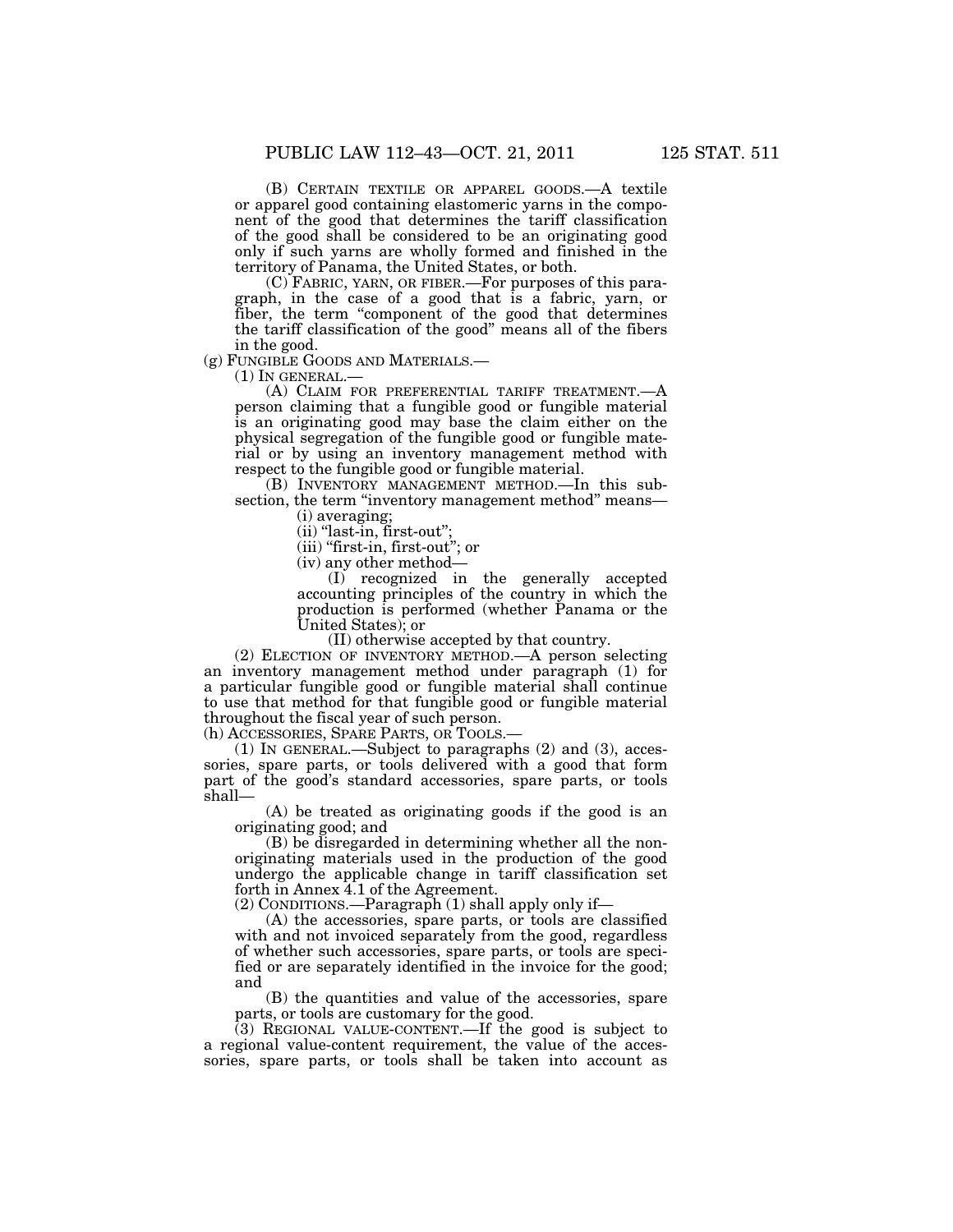(B) CERTAIN TEXTILE OR APPAREL GOODS.—A textile or apparel good containing elastomeric yarns in the component of the good that determines the tariff classification of the good shall be considered to be an originating good only if such yarns are wholly formed and finished in the territory of Panama, the United States, or both.

(C) FABRIC, YARN, OR FIBER.—For purposes of this paragraph, in the case of a good that is a fabric, yarn, or fiber, the term "component of the good that determines the tariff classification of the good" means all of the fibers in the good.

(g) FUNGIBLE GOODS AND MATERIALS.—

(1) IN GENERAL.—

(A) CLAIM FOR PREFERENTIAL TARIFF TREATMENT.—A person claiming that a fungible good or fungible material is an originating good may base the claim either on the physical segregation of the fungible good or fungible material or by using an inventory management method with respect to the fungible good or fungible material.

(B) INVENTORY MANAGEMENT METHOD.—In this subsection, the term "inventory management method" means—

(i) averaging;

(ii) "last-in, first-out";

(iii) "first-in, first-out"; or

(iv) any other method—

(I) recognized in the generally accepted accounting principles of the country in which the production is performed (whether Panama or the United States); or

(II) otherwise accepted by that country.

(2) ELECTION OF INVENTORY METHOD.—A person selecting an inventory management method under paragraph (1) for a particular fungible good or fungible material shall continue to use that method for that fungible good or fungible material throughout the fiscal year of such person.

(h) ACCESSORIES, SPARE PARTS, OR TOOLS.—

(1) IN GENERAL.—Subject to paragraphs (2) and (3), accessories, spare parts, or tools delivered with a good that form part of the good's standard accessories, spare parts, or tools shall—

(A) be treated as originating goods if the good is an originating good; and

(B) be disregarded in determining whether all the non-originating materials used in the production of the good undergo the applicable change in tariff classification set forth in Annex 4.1 of the Agreement.

(2) CONDITIONS.—Paragraph (1) shall apply only if—

(A) the accessories, spare parts, or tools are classified with and not invoiced separately from the good, regardless of whether such accessories, spare parts, or tools are specified or are separately identified in the invoice for the good; and

(B) the quantities and value of the accessories, spare parts, or tools are customary for the good.

(3) REGIONAL VALUE-CONTENT.—If the good is subject to a regional value-content requirement, the value of the accessories, spare parts, or tools shall be taken into account as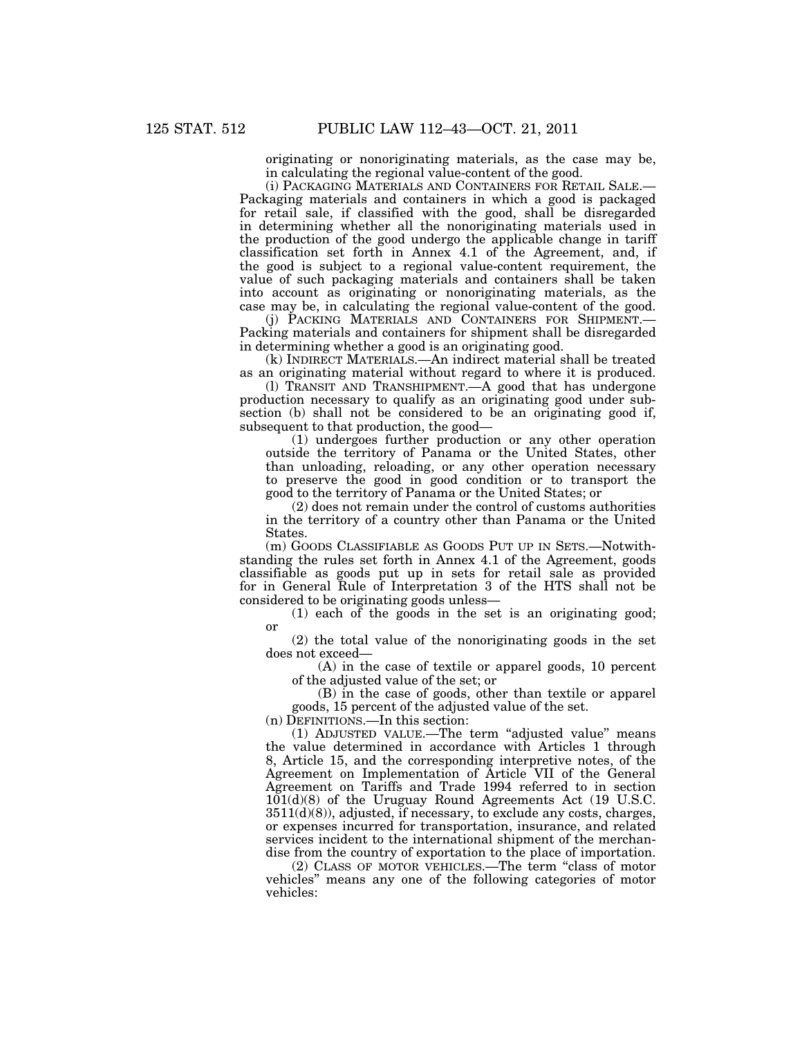originating or nonoriginating materials, as the case may be, in calculating the regional value-content of the good.

(i) PACKAGING MATERIALS AND CONTAINERS FOR RETAIL SALE.—Packaging materials and containers in which a good is packaged for retail sale, if classified with the good, shall be disregarded in determining whether all the nonoriginating materials used in the production of the good undergo the applicable change in tariff classification set forth in Annex 4.1 of the Agreement, and, if the good is subject to a regional value-content requirement, the value of such packaging materials and containers shall be taken into account as originating or nonoriginating materials, as the case may be, in calculating the regional value-content of the good.

(j) PACKING MATERIALS AND CONTAINERS FOR SHIPMENT.—Packing materials and containers for shipment shall be disregarded in determining whether a good is an originating good.

(k) INDIRECT MATERIALS.—An indirect material shall be treated as an originating material without regard to where it is produced.

(l) TRANSIT AND TRANSHIPMENT.—A good that has undergone production necessary to qualify as an originating good under subsection (b) shall not be considered to be an originating good if, subsequent to that production, the good—

(1) undergoes further production or any other operation outside the territory of Panama or the United States, other than unloading, reloading, or any other operation necessary to preserve the good in good condition or to transport the good to the territory of Panama or the United States; or

(2) does not remain under the control of customs authorities in the territory of a country other than Panama or the United States.

(m) GOODS CLASSIFIABLE AS GOODS PUT UP IN SETS.—Notwithstanding the rules set forth in Annex 4.1 of the Agreement, goods classifiable as goods put up in sets for retail sale as provided for in General Rule of Interpretation 3 of the HTS shall not be considered to be originating goods unless—

(1) each of the goods in the set is an originating good; or

(2) the total value of the nonoriginating goods in the set does not exceed—

(A) in the case of textile or apparel goods, 10 percent of the adjusted value of the set; or

(B) in the case of goods, other than textile or apparel goods, 15 percent of the adjusted value of the set.

(n) DEFINITIONS.—In this section:

(1) ADJUSTED VALUE.—The term "adjusted value" means the value determined in accordance with Articles 1 through 8, Article 15, and the corresponding interpretive notes, of the Agreement on Implementation of Article VII of the General Agreement on Tariffs and Trade 1994 referred to in section 101(d)(8) of the Uruguay Round Agreements Act (19 U.S.C. 3511(d)(8)), adjusted, if necessary, to exclude any costs, charges, or expenses incurred for transportation, insurance, and related services incident to the international shipment of the merchandise from the country of exportation to the place of importation.

(2) CLASS OF MOTOR VEHICLES.—The term "class of motor vehicles" means any one of the following categories of motor vehicles: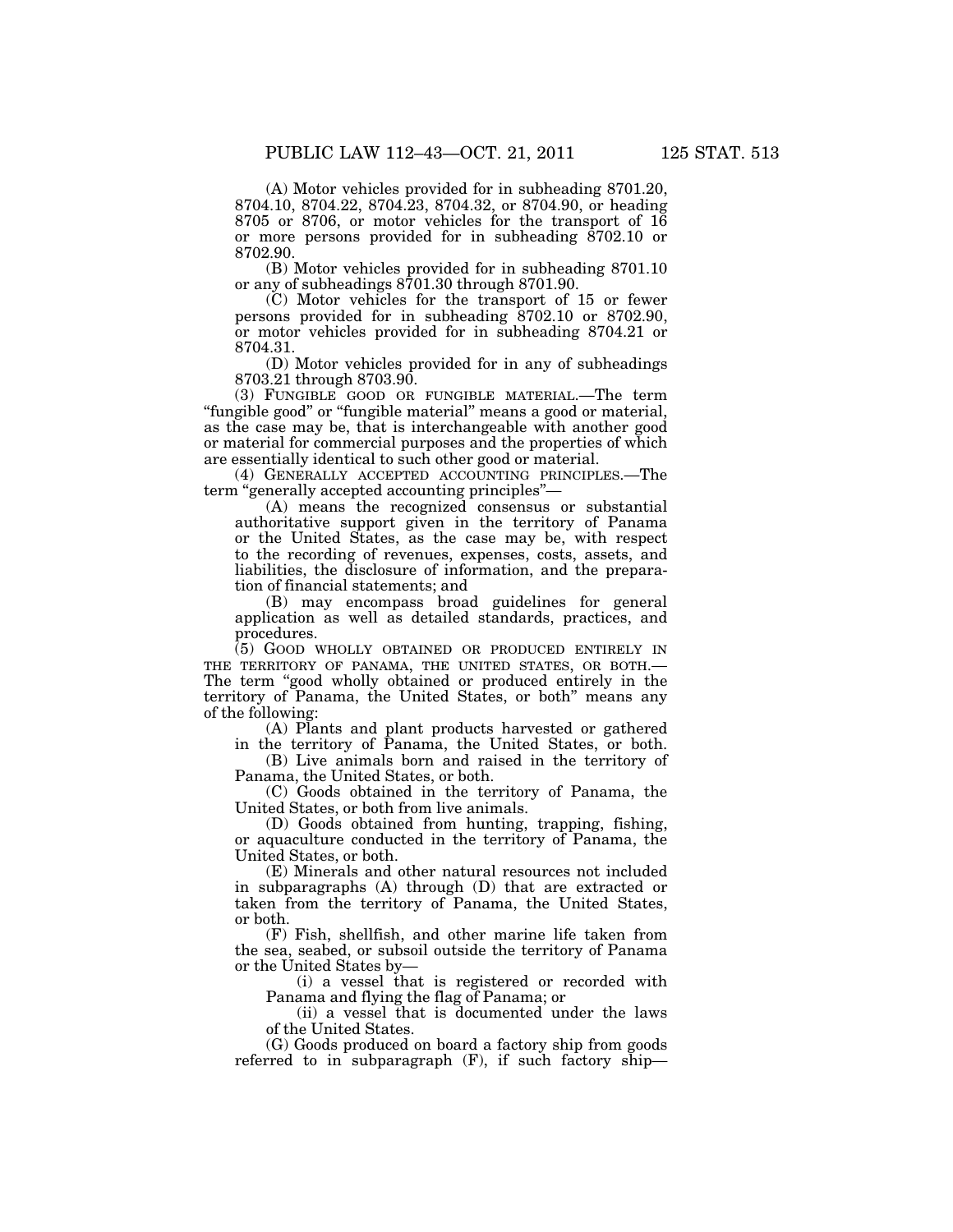(A) Motor vehicles provided for in subheading 8701.20, 8704.10, 8704.22, 8704.23, 8704.32, or 8704.90, or heading 8705 or 8706, or motor vehicles for the transport of 16 or more persons provided for in subheading 8702.10 or 8702.90.

(B) Motor vehicles provided for in subheading 8701.10 or any of subheadings 8701.30 through 8701.90.

(C) Motor vehicles for the transport of 15 or fewer persons provided for in subheading 8702.10 or 8702.90, or motor vehicles provided for in subheading 8704.21 or 8704.31.

(D) Motor vehicles provided for in any of subheadings 8703.21 through 8703.90.

(3) FUNGIBLE GOOD OR FUNGIBLE MATERIAL.—The term "fungible good" or "fungible material" means a good or material, as the case may be, that is interchangeable with another good or material for commercial purposes and the properties of which are essentially identical to such other good or material.

(4) GENERALLY ACCEPTED ACCOUNTING PRINCIPLES.—The term "generally accepted accounting principles"—

(A) means the recognized consensus or substantial authoritative support given in the territory of Panama or the United States, as the case may be, with respect to the recording of revenues, expenses, costs, assets, and liabilities, the disclosure of information, and the preparation of financial statements; and

(B) may encompass broad guidelines for general application as well as detailed standards, practices, and procedures.

(5) GOOD WHOLLY OBTAINED OR PRODUCED ENTIRELY IN THE TERRITORY OF PANAMA, THE UNITED STATES, OR BOTH.—The term "good wholly obtained or produced entirely in the territory of Panama, the United States, or both" means any of the following:

(A) Plants and plant products harvested or gathered in the territory of Panama, the United States, or both.

(B) Live animals born and raised in the territory of Panama, the United States, or both.

(C) Goods obtained in the territory of Panama, the United States, or both from live animals.

(D) Goods obtained from hunting, trapping, fishing, or aquaculture conducted in the territory of Panama, the United States, or both.

(E) Minerals and other natural resources not included in subparagraphs (A) through (D) that are extracted or taken from the territory of Panama, the United States, or both.

(F) Fish, shellfish, and other marine life taken from the sea, seabed, or subsoil outside the territory of Panama or the United States by—

(i) a vessel that is registered or recorded with Panama and flying the flag of Panama; or

(ii) a vessel that is documented under the laws of the United States.

(G) Goods produced on board a factory ship from goods referred to in subparagraph (F), if such factory ship—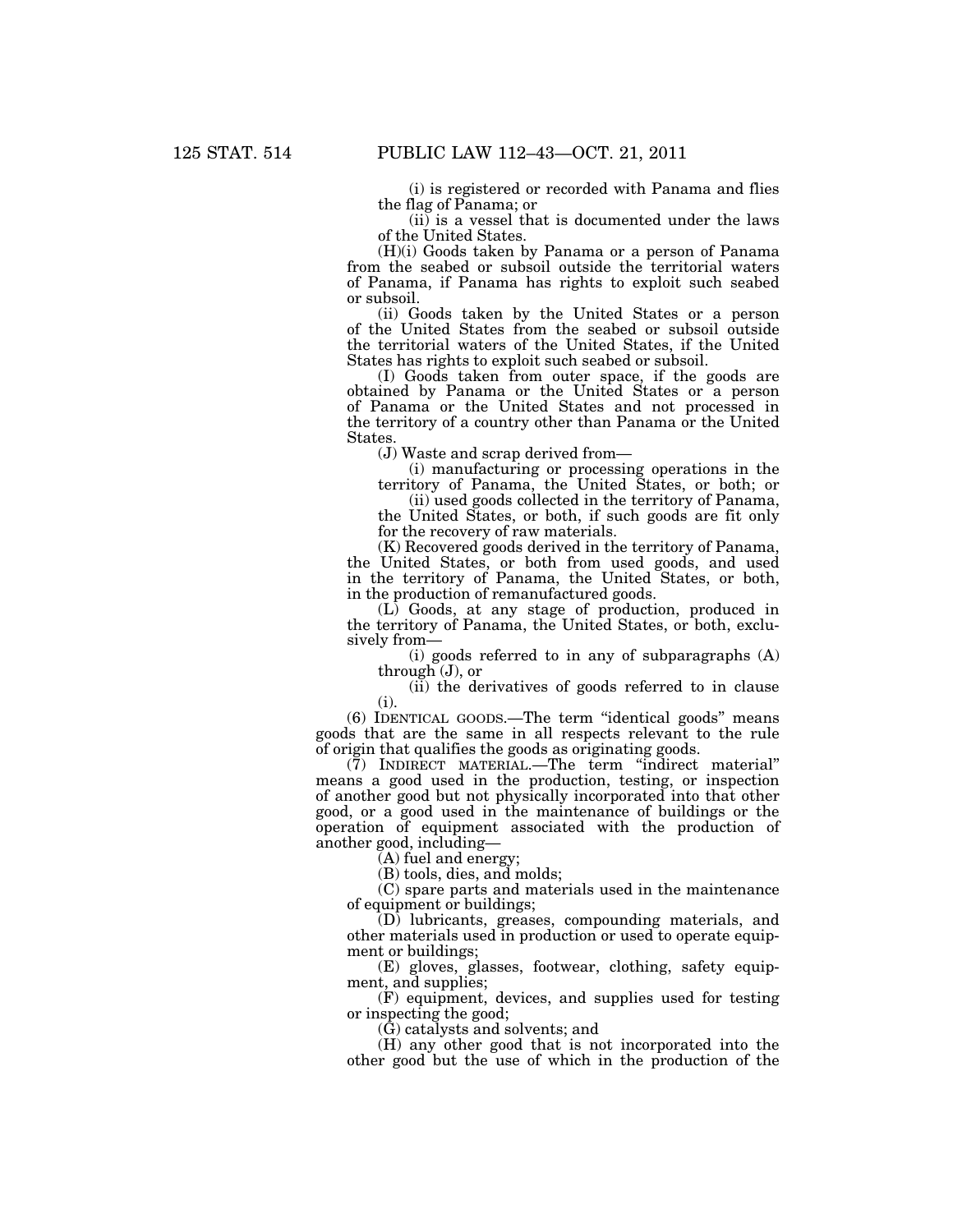(i) is registered or recorded with Panama and flies the flag of Panama; or

(ii) is a vessel that is documented under the laws of the United States.

(H)(i) Goods taken by Panama or a person of Panama from the seabed or subsoil outside the territorial waters of Panama, if Panama has rights to exploit such seabed or subsoil.

(ii) Goods taken by the United States or a person of the United States from the seabed or subsoil outside the territorial waters of the United States, if the United States has rights to exploit such seabed or subsoil.

(I) Goods taken from outer space, if the goods are obtained by Panama or the United States or a person of Panama or the United States and not processed in the territory of a country other than Panama or the United States.

(J) Waste and scrap derived from—

(i) manufacturing or processing operations in the territory of Panama, the United States, or both; or

(ii) used goods collected in the territory of Panama, the United States, or both, if such goods are fit only for the recovery of raw materials.

(K) Recovered goods derived in the territory of Panama, the United States, or both from used goods, and used in the territory of Panama, the United States, or both, in the production of remanufactured goods.

(L) Goods, at any stage of production, produced in the territory of Panama, the United States, or both, exclusively from—

(i) goods referred to in any of subparagraphs (A) through (J), or

(ii) the derivatives of goods referred to in clause (i).

(6) IDENTICAL GOODS.—The term "identical goods" means goods that are the same in all respects relevant to the rule of origin that qualifies the goods as originating goods.

(7) INDIRECT MATERIAL.—The term "indirect material" means a good used in the production, testing, or inspection of another good but not physically incorporated into that other good, or a good used in the maintenance of buildings or the operation of equipment associated with the production of another good, including—

(A) fuel and energy;

(B) tools, dies, and molds;

(C) spare parts and materials used in the maintenance of equipment or buildings;

(D) lubricants, greases, compounding materials, and other materials used in production or used to operate equipment or buildings;

(E) gloves, glasses, footwear, clothing, safety equipment, and supplies;

(F) equipment, devices, and supplies used for testing or inspecting the good;

(G) catalysts and solvents; and

(H) any other good that is not incorporated into the other good but the use of which in the production of the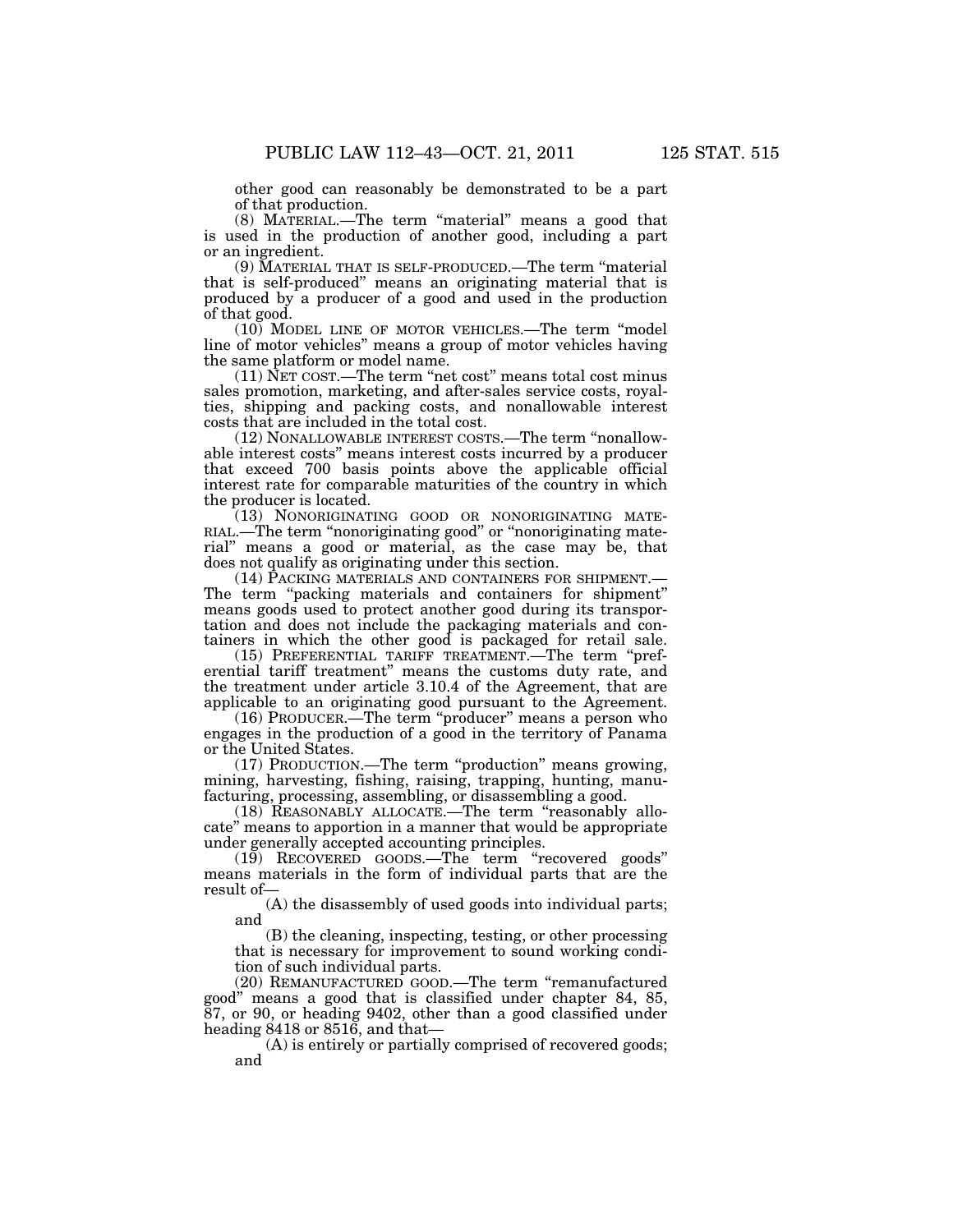other good can reasonably be demonstrated to be a part of that production.

(8) MATERIAL.—The term "material" means a good that is used in the production of another good, including a part or an ingredient.

(9) MATERIAL THAT IS SELF-PRODUCED.—The term "material that is self-produced" means an originating material that is produced by a producer of a good and used in the production of that good.

(10) MODEL LINE OF MOTOR VEHICLES.—The term "model line of motor vehicles" means a group of motor vehicles having the same platform or model name.

(11) NET COST.—The term "net cost" means total cost minus sales promotion, marketing, and after-sales service costs, royalties, shipping and packing costs, and nonallowable interest costs that are included in the total cost.

(12) NONALLOWABLE INTEREST COSTS.—The term "nonallowable interest costs" means interest costs incurred by a producer that exceed 700 basis points above the applicable official interest rate for comparable maturities of the country in which the producer is located.

(13) NONORIGINATING GOOD OR NONORIGINATING MATERIAL.—The term "nonoriginating good" or "nonoriginating material" means a good or material, as the case may be, that does not qualify as originating under this section.

(14) PACKING MATERIALS AND CONTAINERS FOR SHIPMENT.—The term "packing materials and containers for shipment" means goods used to protect another good during its transportation and does not include the packaging materials and containers in which the other good is packaged for retail sale.

(15) PREFERENTIAL TARIFF TREATMENT.—The term "preferential tariff treatment" means the customs duty rate, and the treatment under article 3.10.4 of the Agreement, that are applicable to an originating good pursuant to the Agreement.

(16) PRODUCER.—The term "producer" means a person who engages in the production of a good in the territory of Panama or the United States.

(17) PRODUCTION.—The term "production" means growing, mining, harvesting, fishing, raising, trapping, hunting, manufacturing, processing, assembling, or disassembling a good.

(18) REASONABLY ALLOCATE.—The term "reasonably allocate" means to apportion in a manner that would be appropriate under generally accepted accounting principles.

(19) RECOVERED GOODS.—The term "recovered goods" means materials in the form of individual parts that are the result of—

(A) the disassembly of used goods into individual parts; and

(B) the cleaning, inspecting, testing, or other processing that is necessary for improvement to sound working condition of such individual parts.

(20) REMANUFACTURED GOOD.—The term "remanufactured good" means a good that is classified under chapter 84, 85, 87, or 90, or heading 9402, other than a good classified under heading 8418 or 8516, and that—

(A) is entirely or partially comprised of recovered goods; and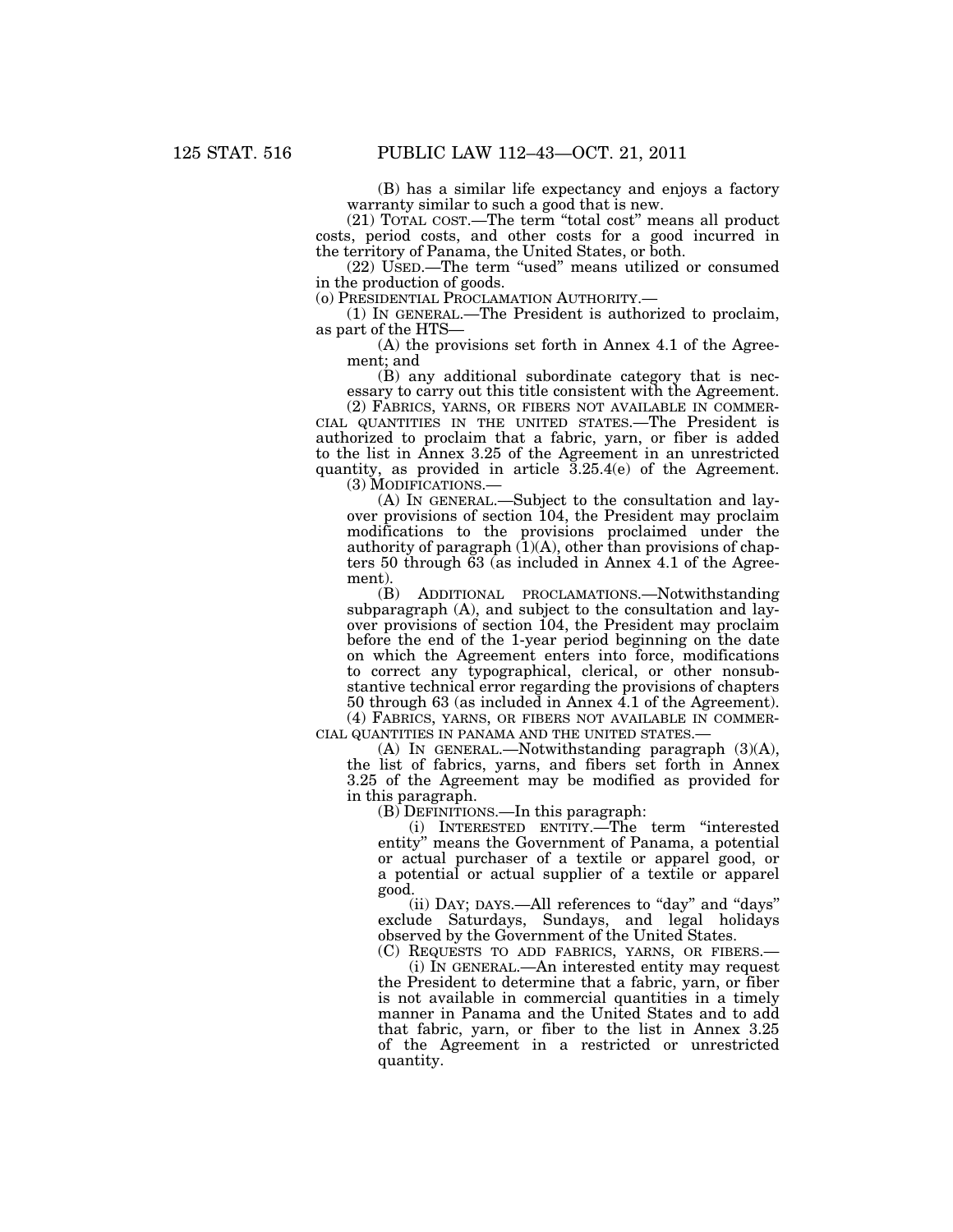(B) has a similar life expectancy and enjoys a factory warranty similar to such a good that is new.

(21) TOTAL COST.—The term "total cost" means all product costs, period costs, and other costs for a good incurred in the territory of Panama, the United States, or both.

(22) USED.—The term "used" means utilized or consumed in the production of goods.

(o) PRESIDENTIAL PROCLAMATION AUTHORITY.—

(1) IN GENERAL.—The President is authorized to proclaim, as part of the HTS—

(A) the provisions set forth in Annex 4.1 of the Agreement; and

(B) any additional subordinate category that is necessary to carry out this title consistent with the Agreement.

(2) FABRICS, YARNS, OR FIBERS NOT AVAILABLE IN COMMERCIAL QUANTITIES IN THE UNITED STATES.—The President is authorized to proclaim that a fabric, yarn, or fiber is added to the list in Annex 3.25 of the Agreement in an unrestricted quantity, as provided in article 3.25.4(e) of the Agreement.

(3) MODIFICATIONS.—

(A) IN GENERAL.—Subject to the consultation and layover provisions of section 104, the President may proclaim modifications to the provisions proclaimed under the authority of paragraph (1)(A), other than provisions of chapters 50 through 63 (as included in Annex 4.1 of the Agreement).

(B) ADDITIONAL PROCLAMATIONS.—Notwithstanding subparagraph (A), and subject to the consultation and layover provisions of section 104, the President may proclaim before the end of the 1-year period beginning on the date on which the Agreement enters into force, modifications to correct any typographical, clerical, or other nonsubstantive technical error regarding the provisions of chapters 50 through 63 (as included in Annex 4.1 of the Agreement).

(4) FABRICS, YARNS, OR FIBERS NOT AVAILABLE IN COMMERCIAL QUANTITIES IN PANAMA AND THE UNITED STATES.—

(A) IN GENERAL.—Notwithstanding paragraph (3)(A), the list of fabrics, yarns, and fibers set forth in Annex 3.25 of the Agreement may be modified as provided for in this paragraph.

(B) DEFINITIONS.—In this paragraph:

(i) INTERESTED ENTITY.—The term "interested entity" means the Government of Panama, a potential or actual purchaser of a textile or apparel good, or a potential or actual supplier of a textile or apparel good.

(ii) DAY; DAYS.—All references to "day" and "days" exclude Saturdays, Sundays, and legal holidays observed by the Government of the United States.

(C) REQUESTS TO ADD FABRICS, YARNS, OR FIBERS.—

(i) IN GENERAL.—An interested entity may request the President to determine that a fabric, yarn, or fiber is not available in commercial quantities in a timely manner in Panama and the United States and to add that fabric, yarn, or fiber to the list in Annex 3.25 of the Agreement in a restricted or unrestricted quantity.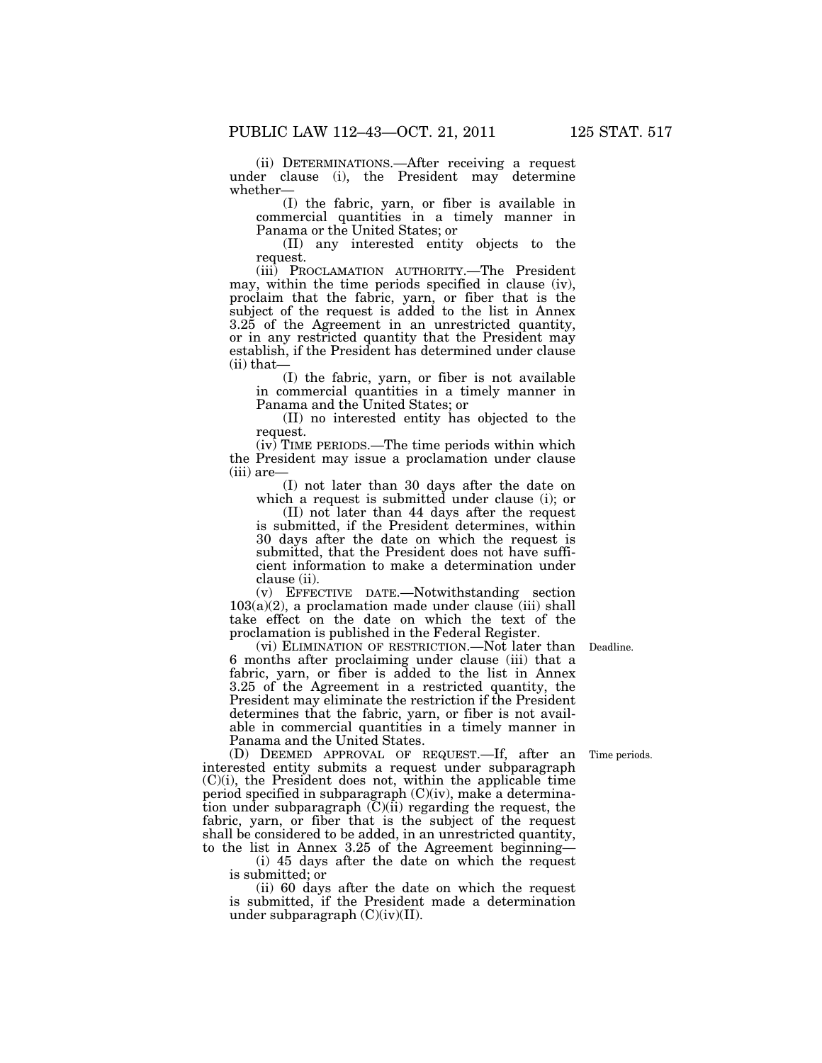(ii) DETERMINATIONS.—After receiving a request under clause (i), the President may determine whether—

(I) the fabric, yarn, or fiber is available in commercial quantities in a timely manner in Panama or the United States; or

(II) any interested entity objects to the request.

(iii) PROCLAMATION AUTHORITY.—The President may, within the time periods specified in clause (iv), proclaim that the fabric, yarn, or fiber that is the subject of the request is added to the list in Annex 3.25 of the Agreement in an unrestricted quantity, or in any restricted quantity that the President may establish, if the President has determined under clause (ii) that—

(I) the fabric, yarn, or fiber is not available in commercial quantities in a timely manner in Panama and the United States; or

(II) no interested entity has objected to the request.

(iv) TIME PERIODS.—The time periods within which the President may issue a proclamation under clause (iii) are—

(I) not later than 30 days after the date on which a request is submitted under clause (i); or

(II) not later than 44 days after the request is submitted, if the President determines, within 30 days after the date on which the request is submitted, that the President does not have sufficient information to make a determination under clause (ii).

(v) EFFECTIVE DATE.—Notwithstanding section 103(a)(2), a proclamation made under clause (iii) shall take effect on the date on which the text of the proclamation is published in the Federal Register.

Deadline.

(vi) ELIMINATION OF RESTRICTION.—Not later than 6 months after proclaiming under clause (iii) that a fabric, yarn, or fiber is added to the list in Annex 3.25 of the Agreement in a restricted quantity, the President may eliminate the restriction if the President determines that the fabric, yarn, or fiber is not available in commercial quantities in a timely manner in Panama and the United States.

Time periods.

(D) DEEMED APPROVAL OF REQUEST.—If, after an interested entity submits a request under subparagraph (C)(i), the President does not, within the applicable time period specified in subparagraph (C)(iv), make a determination under subparagraph (C)(ii) regarding the request, the fabric, yarn, or fiber that is the subject of the request shall be considered to be added, in an unrestricted quantity, to the list in Annex 3.25 of the Agreement beginning—

(i) 45 days after the date on which the request is submitted; or

(ii) 60 days after the date on which the request is submitted, if the President made a determination under subparagraph (C)(iv)(II).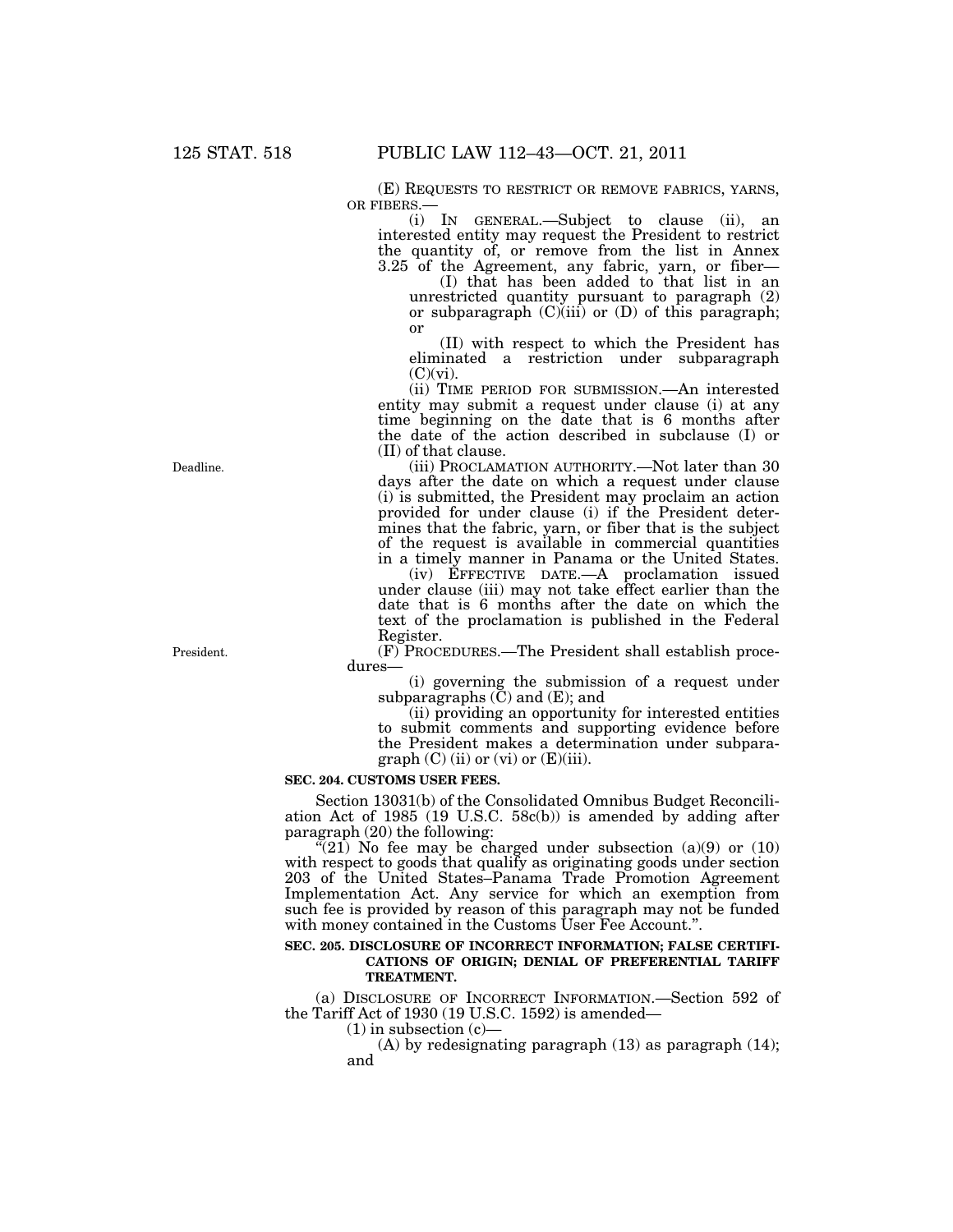(E) REQUESTS TO RESTRICT OR REMOVE FABRICS, YARNS, OR FIBERS.—

(i) IN GENERAL.—Subject to clause (ii), an interested entity may request the President to restrict the quantity of, or remove from the list in Annex 3.25 of the Agreement, any fabric, yarn, or fiber—

(I) that has been added to that list in an unrestricted quantity pursuant to paragraph (2) or subparagraph (C)(iii) or (D) of this paragraph; or

(II) with respect to which the President has eliminated a restriction under subparagraph (C)(vi).

(ii) TIME PERIOD FOR SUBMISSION.—An interested entity may submit a request under clause (i) at any time beginning on the date that is 6 months after the date of the action described in subclause (I) or (II) of that clause.

Deadline.

(iii) PROCLAMATION AUTHORITY.—Not later than 30 days after the date on which a request under clause (i) is submitted, the President may proclaim an action provided for under clause (i) if the President determines that the fabric, yarn, or fiber that is the subject of the request is available in commercial quantities in a timely manner in Panama or the United States.

(iv) EFFECTIVE DATE.—A proclamation issued under clause (iii) may not take effect earlier than the date that is 6 months after the date on which the text of the proclamation is published in the Federal Register.

President.

(F) PROCEDURES.—The President shall establish procedures—

(i) governing the submission of a request under subparagraphs (C) and (E); and

(ii) providing an opportunity for interested entities to submit comments and supporting evidence before the President makes a determination under subparagraph (C) (ii) or (vi) or (E)(iii).

**SEC. 204. CUSTOMS USER FEES.**

Section 13031(b) of the Consolidated Omnibus Budget Reconciliation Act of 1985 (19 U.S.C. 58c(b)) is amended by adding after paragraph (20) the following:

"(21) No fee may be charged under subsection (a)(9) or (10) with respect to goods that qualify as originating goods under section 203 of the United States–Panama Trade Promotion Agreement Implementation Act. Any service for which an exemption from such fee is provided by reason of this paragraph may not be funded with money contained in the Customs User Fee Account.".

**SEC. 205. DISCLOSURE OF INCORRECT INFORMATION; FALSE CERTIFICATIONS OF ORIGIN; DENIAL OF PREFERENTIAL TARIFF TREATMENT.**

(a) DISCLOSURE OF INCORRECT INFORMATION.—Section 592 of the Tariff Act of 1930 (19 U.S.C. 1592) is amended—

(1) in subsection (c)—

(A) by redesignating paragraph (13) as paragraph (14); and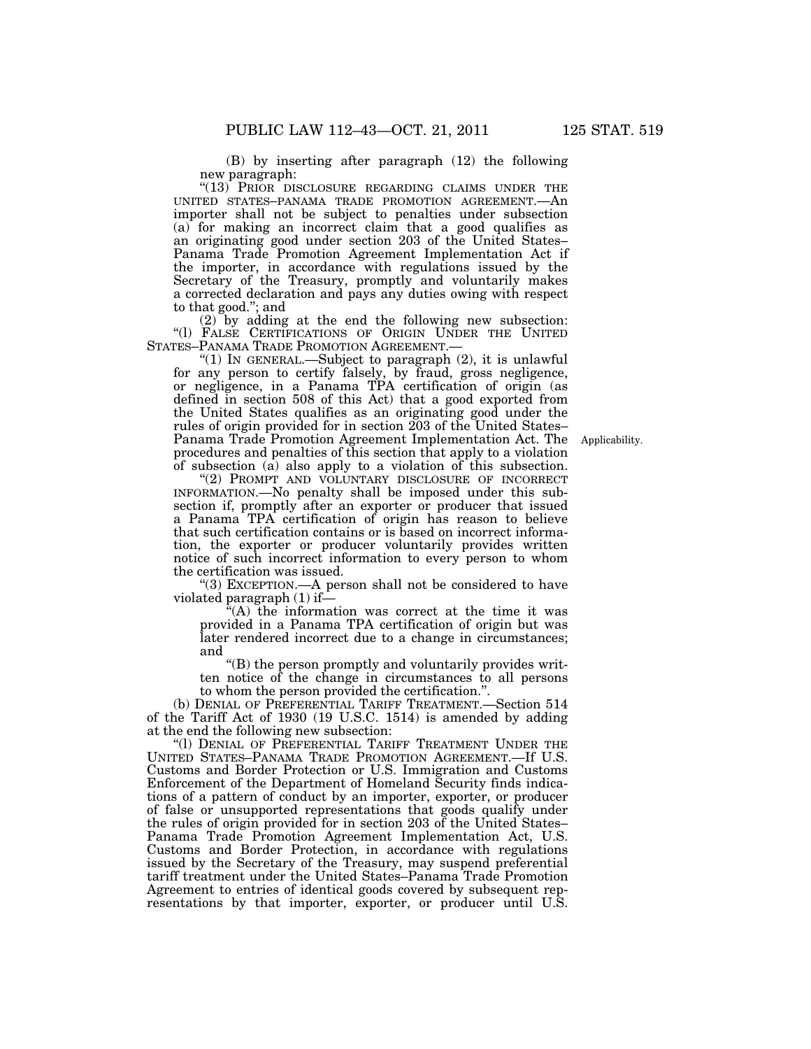(B) by inserting after paragraph (12) the following new paragraph:

"(13) PRIOR DISCLOSURE REGARDING CLAIMS UNDER THE UNITED STATES–PANAMA TRADE PROMOTION AGREEMENT.—An importer shall not be subject to penalties under subsection (a) for making an incorrect claim that a good qualifies as an originating good under section 203 of the United States–Panama Trade Promotion Agreement Implementation Act if the importer, in accordance with regulations issued by the Secretary of the Treasury, promptly and voluntarily makes a corrected declaration and pays any duties owing with respect to that good."; and

(2) by adding at the end the following new subsection:

"(l) FALSE CERTIFICATIONS OF ORIGIN UNDER THE UNITED STATES–PANAMA TRADE PROMOTION AGREEMENT.—

"(1) IN GENERAL.—Subject to paragraph (2), it is unlawful for any person to certify falsely, by fraud, gross negligence, or negligence, in a Panama TPA certification of origin (as defined in section 508 of this Act) that a good exported from the United States qualifies as an originating good under the rules of origin provided for in section 203 of the United States–Panama Trade Promotion Agreement Implementation Act. The procedures and penalties of this section that apply to a violation of subsection (a) also apply to a violation of this subsection.

Applicability.

"(2) PROMPT AND VOLUNTARY DISCLOSURE OF INCORRECT INFORMATION.—No penalty shall be imposed under this subsection if, promptly after an exporter or producer that issued a Panama TPA certification of origin has reason to believe that such certification contains or is based on incorrect information, the exporter or producer voluntarily provides written notice of such incorrect information to every person to whom the certification was issued.

"(3) EXCEPTION.—A person shall not be considered to have violated paragraph (1) if—

"(A) the information was correct at the time it was provided in a Panama TPA certification of origin but was later rendered incorrect due to a change in circumstances; and

"(B) the person promptly and voluntarily provides written notice of the change in circumstances to all persons to whom the person provided the certification.".

(b) DENIAL OF PREFERENTIAL TARIFF TREATMENT.—Section 514 of the Tariff Act of 1930 (19 U.S.C. 1514) is amended by adding at the end the following new subsection:

"(l) DENIAL OF PREFERENTIAL TARIFF TREATMENT UNDER THE UNITED STATES–PANAMA TRADE PROMOTION AGREEMENT.—If U.S. Customs and Border Protection or U.S. Immigration and Customs Enforcement of the Department of Homeland Security finds indications of a pattern of conduct by an importer, exporter, or producer of false or unsupported representations that goods qualify under the rules of origin provided for in section 203 of the United States–Panama Trade Promotion Agreement Implementation Act, U.S. Customs and Border Protection, in accordance with regulations issued by the Secretary of the Treasury, may suspend preferential tariff treatment under the United States–Panama Trade Promotion Agreement to entries of identical goods covered by subsequent representations by that importer, exporter, or producer until U.S.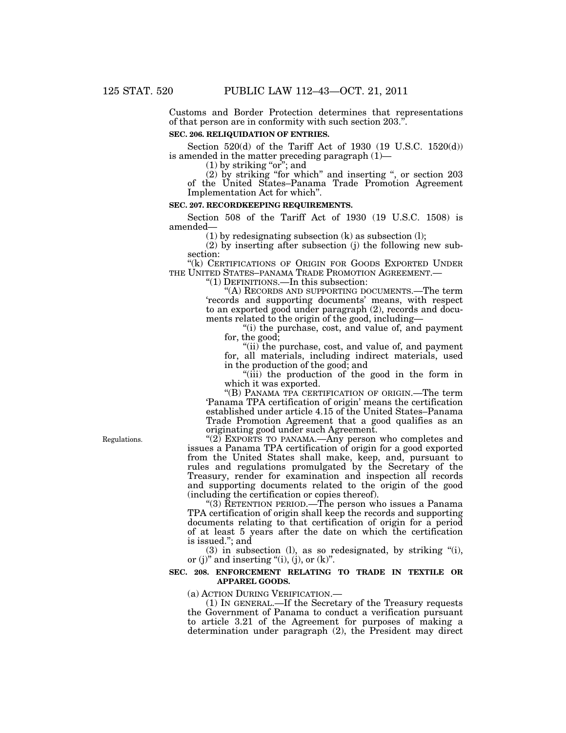Customs and Border Protection determines that representations of that person are in conformity with such section 203.''.

**SEC. 206. RELIQUIDATION OF ENTRIES.**

Section 520(d) of the Tariff Act of 1930 (19 U.S.C. 1520(d)) is amended in the matter preceding paragraph (1)—

(1) by striking ''or''; and

(2) by striking ''for which'' and inserting '', or section 203 of the United States–Panama Trade Promotion Agreement Implementation Act for which''.

**SEC. 207. RECORDKEEPING REQUIREMENTS.**

Section 508 of the Tariff Act of 1930 (19 U.S.C. 1508) is amended—

(1) by redesignating subsection (k) as subsection (l);

(2) by inserting after subsection (j) the following new subsection:

''(k) CERTIFICATIONS OF ORIGIN FOR GOODS EXPORTED UNDER THE UNITED STATES–PANAMA TRADE PROMOTION AGREEMENT.—

''(1) DEFINITIONS.—In this subsection:

''(A) RECORDS AND SUPPORTING DOCUMENTS.—The term 'records and supporting documents' means, with respect to an exported good under paragraph (2), records and documents related to the origin of the good, including—

''(i) the purchase, cost, and value of, and payment for, the good;

''(ii) the purchase, cost, and value of, and payment for, all materials, including indirect materials, used in the production of the good; and

''(iii) the production of the good in the form in which it was exported.

''(B) PANAMA TPA CERTIFICATION OF ORIGIN.—The term 'Panama TPA certification of origin' means the certification established under article 4.15 of the United States–Panama Trade Promotion Agreement that a good qualifies as an originating good under such Agreement.

Regulations.

''(2) EXPORTS TO PANAMA.—Any person who completes and issues a Panama TPA certification of origin for a good exported from the United States shall make, keep, and, pursuant to rules and regulations promulgated by the Secretary of the Treasury, render for examination and inspection all records and supporting documents related to the origin of the good (including the certification or copies thereof).

''(3) RETENTION PERIOD.—The person who issues a Panama TPA certification of origin shall keep the records and supporting documents relating to that certification of origin for a period of at least 5 years after the date on which the certification is issued.''; and

(3) in subsection (l), as so redesignated, by striking ''(i), or (j)'' and inserting ''(i), (j), or (k)''.

**SEC. 208. ENFORCEMENT RELATING TO TRADE IN TEXTILE OR APPAREL GOODS.**

(a) ACTION DURING VERIFICATION.—

(1) IN GENERAL.—If the Secretary of the Treasury requests the Government of Panama to conduct a verification pursuant to article 3.21 of the Agreement for purposes of making a determination under paragraph (2), the President may direct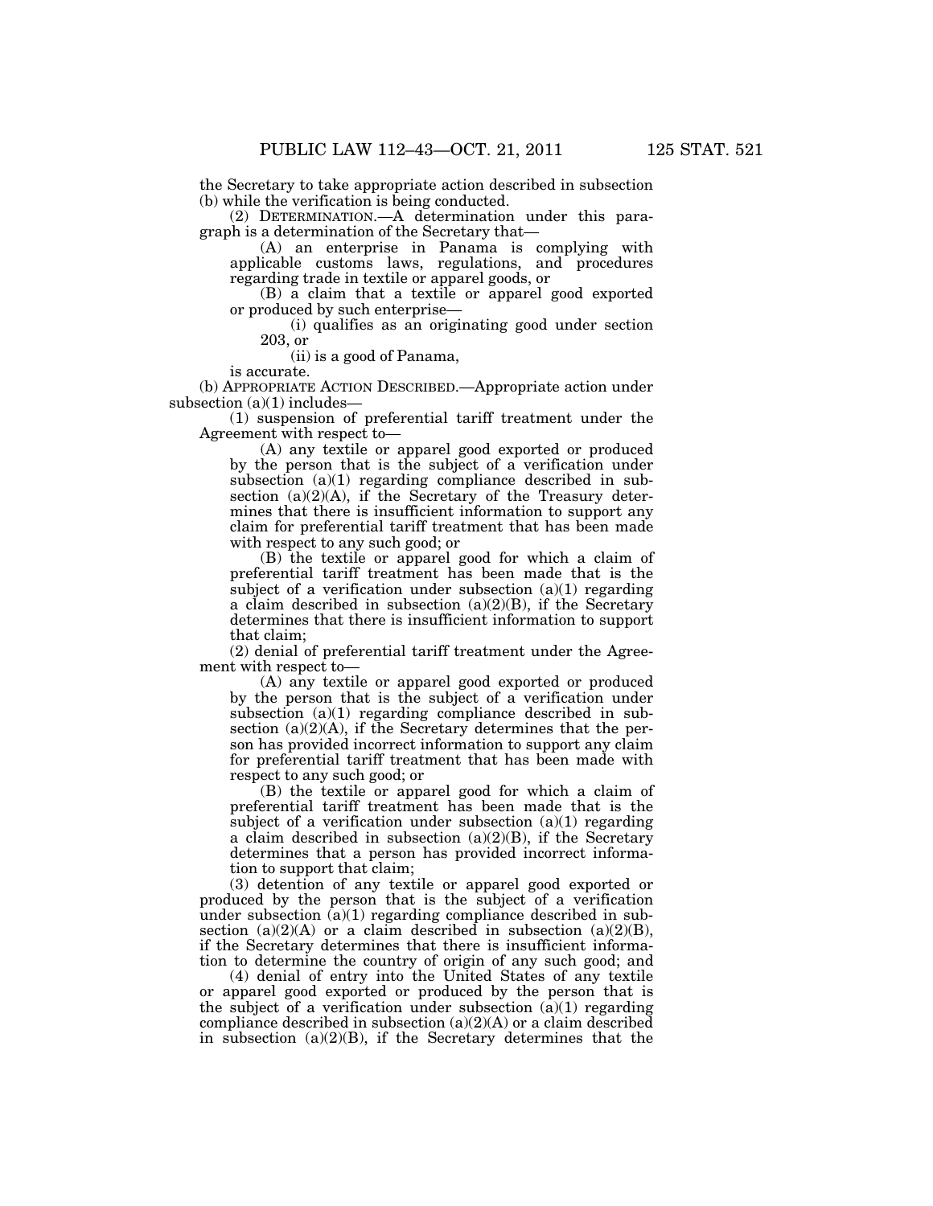the Secretary to take appropriate action described in subsection (b) while the verification is being conducted.

(2) DETERMINATION.—A determination under this paragraph is a determination of the Secretary that—

(A) an enterprise in Panama is complying with applicable customs laws, regulations, and procedures regarding trade in textile or apparel goods, or

(B) a claim that a textile or apparel good exported or produced by such enterprise—

(i) qualifies as an originating good under section 203, or

(ii) is a good of Panama,

is accurate.

(b) APPROPRIATE ACTION DESCRIBED.—Appropriate action under subsection (a)(1) includes—

(1) suspension of preferential tariff treatment under the Agreement with respect to—

(A) any textile or apparel good exported or produced by the person that is the subject of a verification under subsection (a)(1) regarding compliance described in subsection (a)(2)(A), if the Secretary of the Treasury determines that there is insufficient information to support any claim for preferential tariff treatment that has been made with respect to any such good; or

(B) the textile or apparel good for which a claim of preferential tariff treatment has been made that is the subject of a verification under subsection (a)(1) regarding a claim described in subsection (a)(2)(B), if the Secretary determines that there is insufficient information to support that claim;

(2) denial of preferential tariff treatment under the Agreement with respect to—

(A) any textile or apparel good exported or produced by the person that is the subject of a verification under subsection (a)(1) regarding compliance described in subsection (a)(2)(A), if the Secretary determines that the person has provided incorrect information to support any claim for preferential tariff treatment that has been made with respect to any such good; or

(B) the textile or apparel good for which a claim of preferential tariff treatment has been made that is the subject of a verification under subsection (a)(1) regarding a claim described in subsection (a)(2)(B), if the Secretary determines that a person has provided incorrect information to support that claim;

(3) detention of any textile or apparel good exported or produced by the person that is the subject of a verification under subsection (a)(1) regarding compliance described in subsection (a)(2)(A) or a claim described in subsection (a)(2)(B), if the Secretary determines that there is insufficient information to determine the country of origin of any such good; and

(4) denial of entry into the United States of any textile or apparel good exported or produced by the person that is the subject of a verification under subsection (a)(1) regarding compliance described in subsection (a)(2)(A) or a claim described in subsection (a)(2)(B), if the Secretary determines that the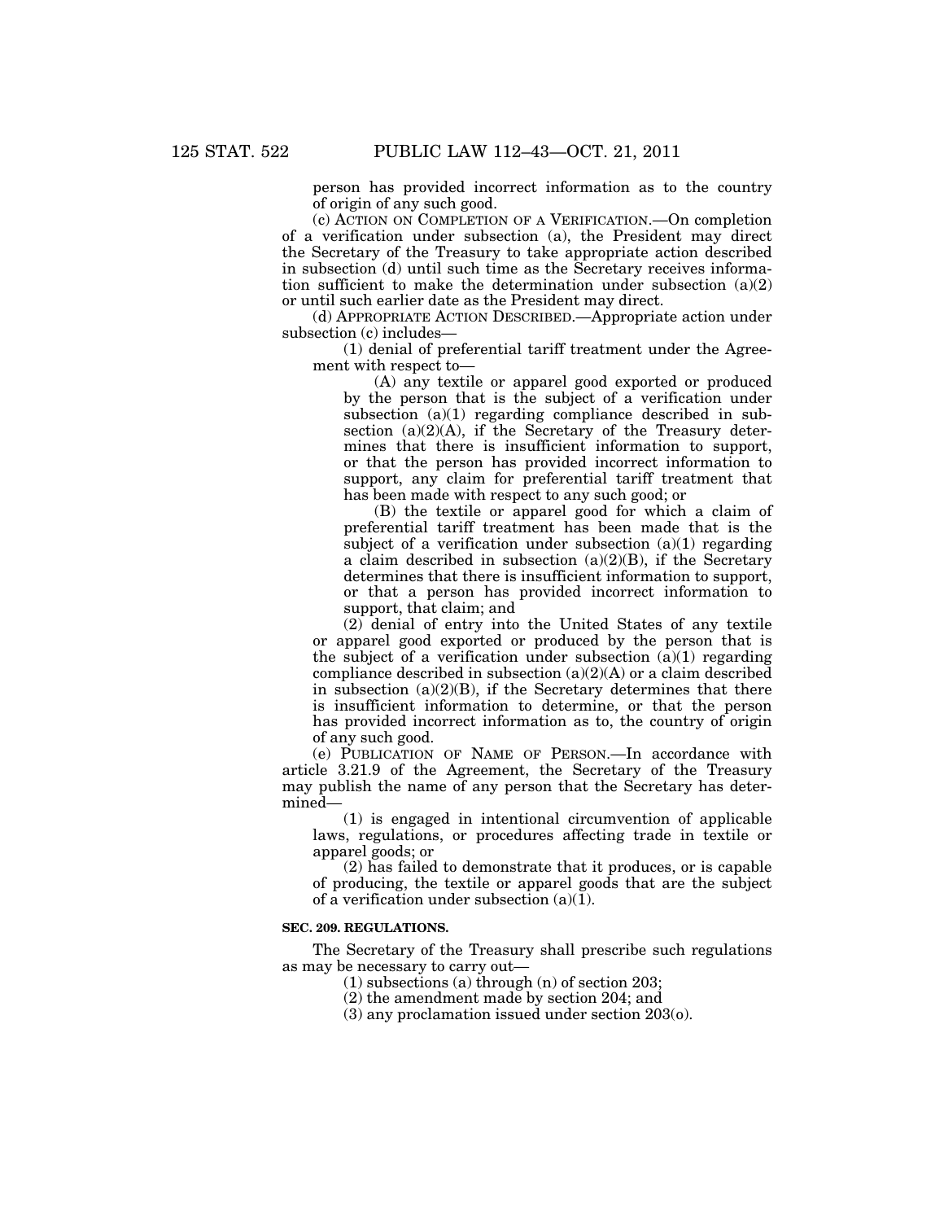person has provided incorrect information as to the country of origin of any such good.

(c) ACTION ON COMPLETION OF A VERIFICATION.—On completion of a verification under subsection (a), the President may direct the Secretary of the Treasury to take appropriate action described in subsection (d) until such time as the Secretary receives information sufficient to make the determination under subsection (a)(2) or until such earlier date as the President may direct.

(d) APPROPRIATE ACTION DESCRIBED.—Appropriate action under subsection (c) includes—

(1) denial of preferential tariff treatment under the Agreement with respect to—

(A) any textile or apparel good exported or produced by the person that is the subject of a verification under subsection (a)(1) regarding compliance described in subsection (a)(2)(A), if the Secretary of the Treasury determines that there is insufficient information to support, or that the person has provided incorrect information to support, any claim for preferential tariff treatment that has been made with respect to any such good; or

(B) the textile or apparel good for which a claim of preferential tariff treatment has been made that is the subject of a verification under subsection (a)(1) regarding a claim described in subsection (a)(2)(B), if the Secretary determines that there is insufficient information to support, or that a person has provided incorrect information to support, that claim; and

(2) denial of entry into the United States of any textile or apparel good exported or produced by the person that is the subject of a verification under subsection (a)(1) regarding compliance described in subsection (a)(2)(A) or a claim described in subsection (a)(2)(B), if the Secretary determines that there is insufficient information to determine, or that the person has provided incorrect information as to, the country of origin of any such good.

(e) PUBLICATION OF NAME OF PERSON.—In accordance with article 3.21.9 of the Agreement, the Secretary of the Treasury may publish the name of any person that the Secretary has determined—

(1) is engaged in intentional circumvention of applicable laws, regulations, or procedures affecting trade in textile or apparel goods; or

(2) has failed to demonstrate that it produces, or is capable of producing, the textile or apparel goods that are the subject of a verification under subsection (a)(1).

**SEC. 209. REGULATIONS.**

The Secretary of the Treasury shall prescribe such regulations as may be necessary to carry out—

(1) subsections (a) through (n) of section 203;

(2) the amendment made by section 204; and

(3) any proclamation issued under section 203(o).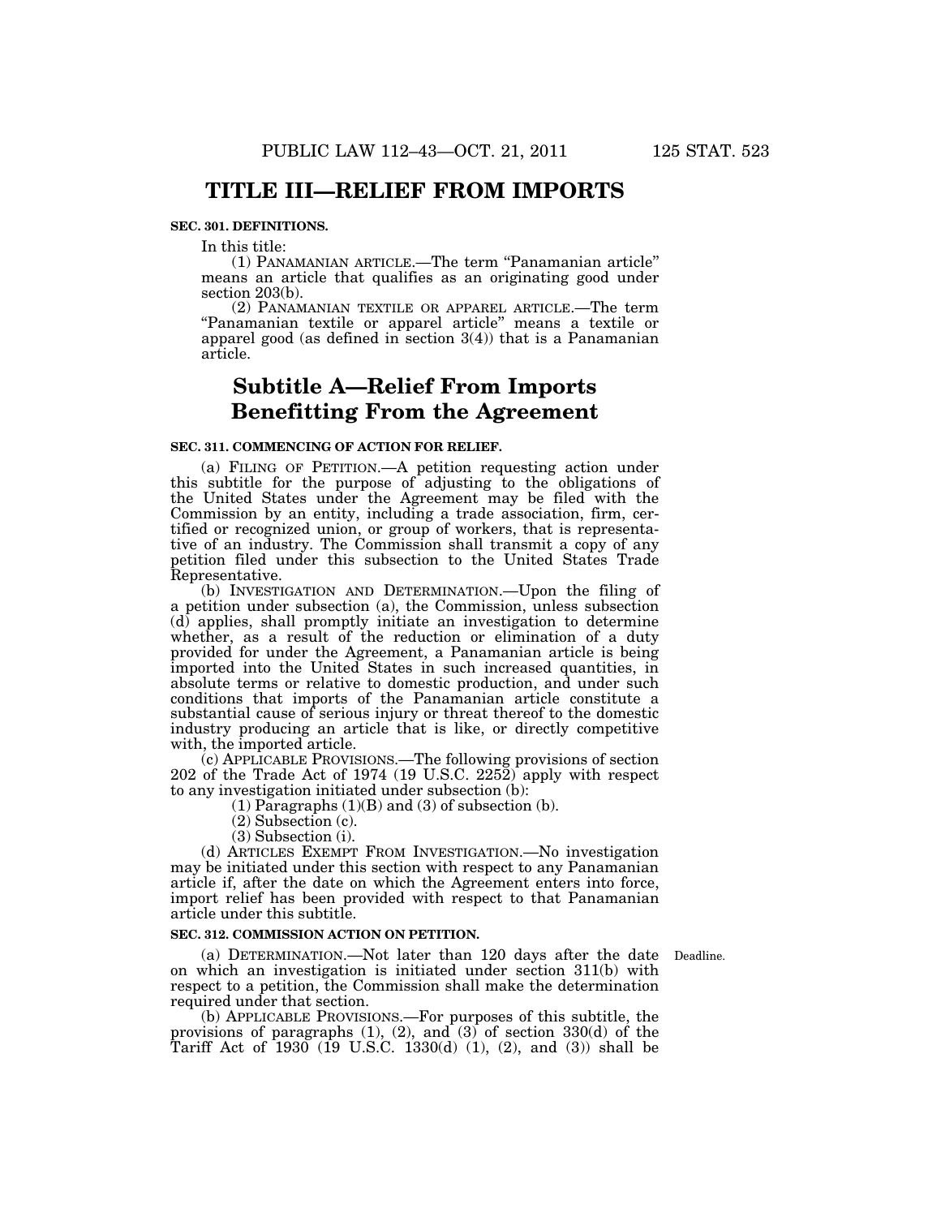# TITLE III—RELIEF FROM IMPORTS

**SEC. 301. DEFINITIONS.**

In this title:

(1) PANAMANIAN ARTICLE.—The term "Panamanian article" means an article that qualifies as an originating good under section 203(b).

(2) PANAMANIAN TEXTILE OR APPAREL ARTICLE.—The term "Panamanian textile or apparel article" means a textile or apparel good (as defined in section 3(4)) that is a Panamanian article.

## Subtitle A—Relief From Imports Benefitting From the Agreement

**SEC. 311. COMMENCING OF ACTION FOR RELIEF.**

(a) FILING OF PETITION.—A petition requesting action under this subtitle for the purpose of adjusting to the obligations of the United States under the Agreement may be filed with the Commission by an entity, including a trade association, firm, certified or recognized union, or group of workers, that is representative of an industry. The Commission shall transmit a copy of any petition filed under this subsection to the United States Trade Representative.

(b) INVESTIGATION AND DETERMINATION.—Upon the filing of a petition under subsection (a), the Commission, unless subsection (d) applies, shall promptly initiate an investigation to determine whether, as a result of the reduction or elimination of a duty provided for under the Agreement, a Panamanian article is being imported into the United States in such increased quantities, in absolute terms or relative to domestic production, and under such conditions that imports of the Panamanian article constitute a substantial cause of serious injury or threat thereof to the domestic industry producing an article that is like, or directly competitive with, the imported article.

(c) APPLICABLE PROVISIONS.—The following provisions of section 202 of the Trade Act of 1974 (19 U.S.C. 2252) apply with respect to any investigation initiated under subsection (b):

(1) Paragraphs (1)(B) and (3) of subsection (b).

(2) Subsection (c).

(3) Subsection (i).

(d) ARTICLES EXEMPT FROM INVESTIGATION.—No investigation may be initiated under this section with respect to any Panamanian article if, after the date on which the Agreement enters into force, import relief has been provided with respect to that Panamanian article under this subtitle.

**SEC. 312. COMMISSION ACTION ON PETITION.**

Deadline.

(a) DETERMINATION.—Not later than 120 days after the date on which an investigation is initiated under section 311(b) with respect to a petition, the Commission shall make the determination required under that section.

(b) APPLICABLE PROVISIONS.—For purposes of this subtitle, the provisions of paragraphs (1), (2), and (3) of section 330(d) of the Tariff Act of 1930 (19 U.S.C. 1330(d) (1), (2), and (3)) shall be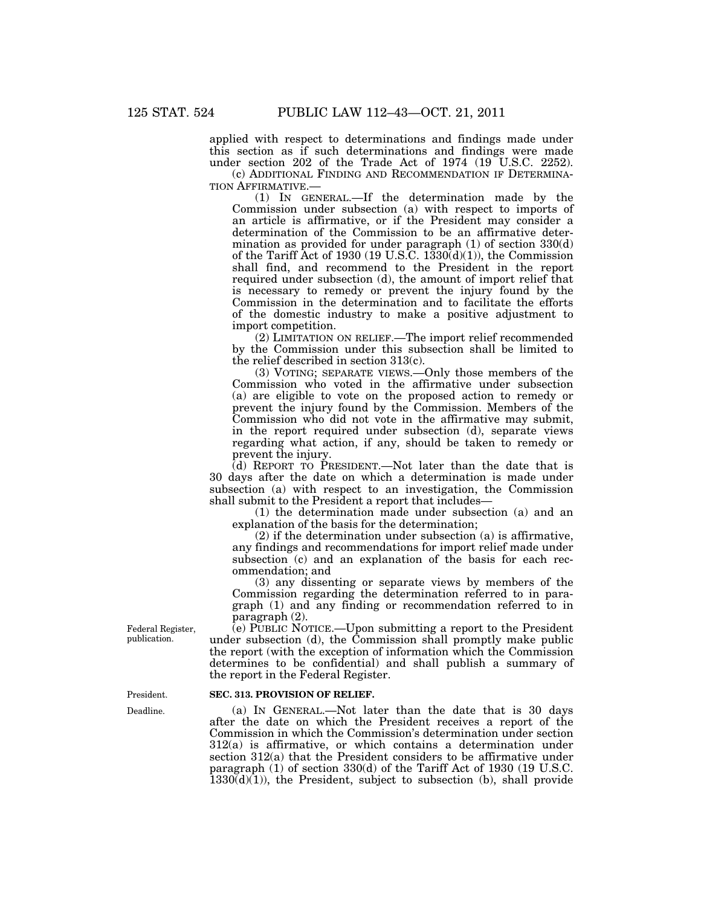applied with respect to determinations and findings made under this section as if such determinations and findings were made under section 202 of the Trade Act of 1974 (19 U.S.C. 2252).

(c) ADDITIONAL FINDING AND RECOMMENDATION IF DETERMINATION AFFIRMATIVE.—

(1) IN GENERAL.—If the determination made by the Commission under subsection (a) with respect to imports of an article is affirmative, or if the President may consider a determination of the Commission to be an affirmative determination as provided for under paragraph (1) of section 330(d) of the Tariff Act of 1930 (19 U.S.C. 1330(d)(1)), the Commission shall find, and recommend to the President in the report required under subsection (d), the amount of import relief that is necessary to remedy or prevent the injury found by the Commission in the determination and to facilitate the efforts of the domestic industry to make a positive adjustment to import competition.

(2) LIMITATION ON RELIEF.—The import relief recommended by the Commission under this subsection shall be limited to the relief described in section 313(c).

(3) VOTING; SEPARATE VIEWS.—Only those members of the Commission who voted in the affirmative under subsection (a) are eligible to vote on the proposed action to remedy or prevent the injury found by the Commission. Members of the Commission who did not vote in the affirmative may submit, in the report required under subsection (d), separate views regarding what action, if any, should be taken to remedy or prevent the injury.

(d) REPORT TO PRESIDENT.—Not later than the date that is 30 days after the date on which a determination is made under subsection (a) with respect to an investigation, the Commission shall submit to the President a report that includes—

(1) the determination made under subsection (a) and an explanation of the basis for the determination;

(2) if the determination under subsection (a) is affirmative, any findings and recommendations for import relief made under subsection (c) and an explanation of the basis for each recommendation; and

(3) any dissenting or separate views by members of the Commission regarding the determination referred to in paragraph (1) and any finding or recommendation referred to in paragraph (2).

Federal Register, publication.

(e) PUBLIC NOTICE.—Upon submitting a report to the President under subsection (d), the Commission shall promptly make public the report (with the exception of information which the Commission determines to be confidential) and shall publish a summary of the report in the Federal Register.

President.

Deadline.

**SEC. 313. PROVISION OF RELIEF.**

(a) IN GENERAL.—Not later than the date that is 30 days after the date on which the President receives a report of the Commission in which the Commission's determination under section 312(a) is affirmative, or which contains a determination under section 312(a) that the President considers to be affirmative under paragraph (1) of section 330(d) of the Tariff Act of 1930 (19 U.S.C. 1330(d)(1)), the President, subject to subsection (b), shall provide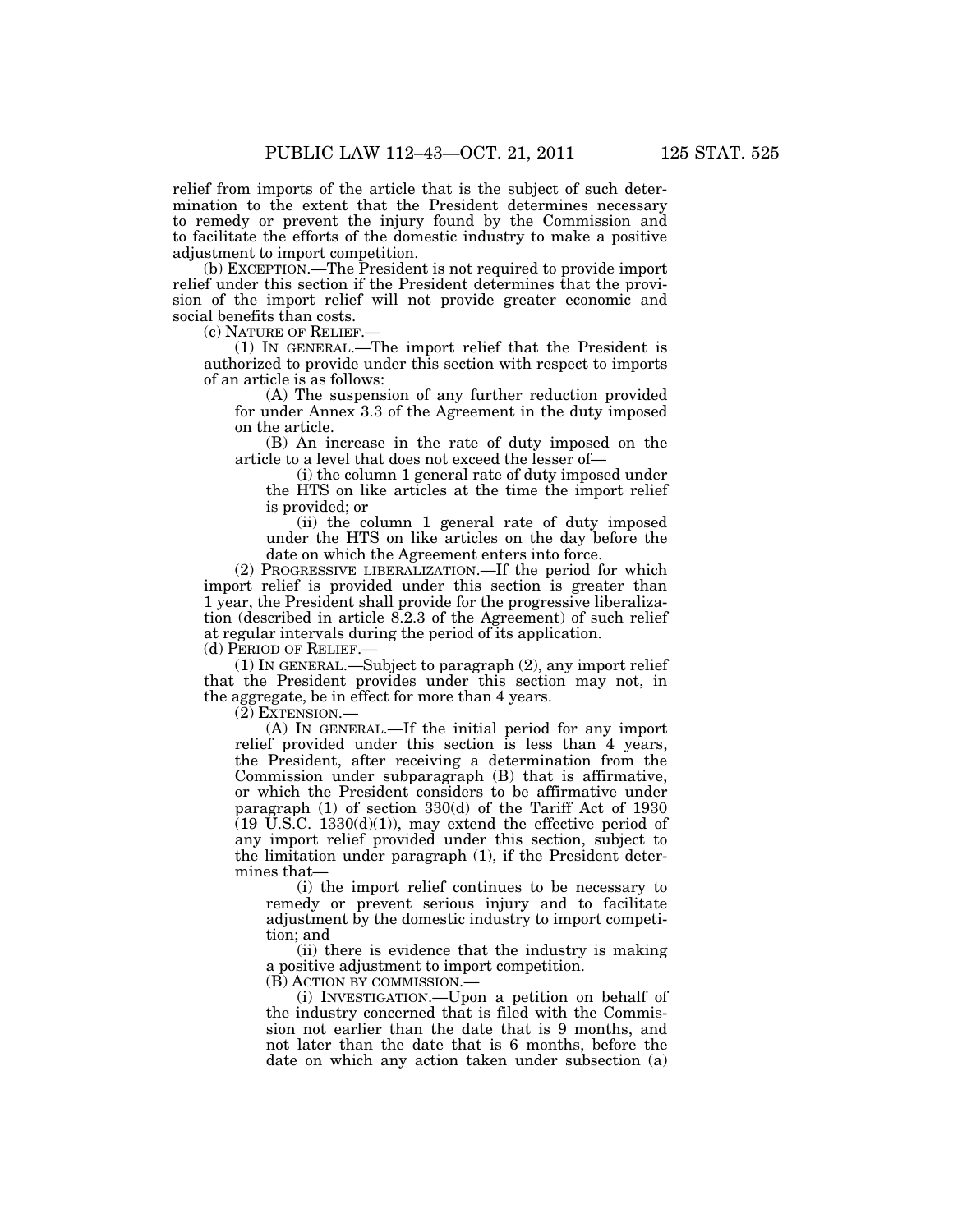relief from imports of the article that is the subject of such determination to the extent that the President determines necessary to remedy or prevent the injury found by the Commission and to facilitate the efforts of the domestic industry to make a positive adjustment to import competition.

(b) EXCEPTION.—The President is not required to provide import relief under this section if the President determines that the provision of the import relief will not provide greater economic and social benefits than costs.

(c) NATURE OF RELIEF.—

(1) IN GENERAL.—The import relief that the President is authorized to provide under this section with respect to imports of an article is as follows:

(A) The suspension of any further reduction provided for under Annex 3.3 of the Agreement in the duty imposed on the article.

(B) An increase in the rate of duty imposed on the article to a level that does not exceed the lesser of—

(i) the column 1 general rate of duty imposed under the HTS on like articles at the time the import relief is provided; or

(ii) the column 1 general rate of duty imposed under the HTS on like articles on the day before the date on which the Agreement enters into force.

(2) PROGRESSIVE LIBERALIZATION.—If the period for which import relief is provided under this section is greater than 1 year, the President shall provide for the progressive liberalization (described in article 8.2.3 of the Agreement) of such relief at regular intervals during the period of its application.

(d) PERIOD OF RELIEF.—

(1) IN GENERAL.—Subject to paragraph (2), any import relief that the President provides under this section may not, in the aggregate, be in effect for more than 4 years.

(2) EXTENSION.—

(A) IN GENERAL.—If the initial period for any import relief provided under this section is less than 4 years, the President, after receiving a determination from the Commission under subparagraph (B) that is affirmative, or which the President considers to be affirmative under paragraph (1) of section 330(d) of the Tariff Act of 1930 (19 U.S.C. 1330(d)(1)), may extend the effective period of any import relief provided under this section, subject to the limitation under paragraph (1), if the President determines that—

(i) the import relief continues to be necessary to remedy or prevent serious injury and to facilitate adjustment by the domestic industry to import competition; and

(ii) there is evidence that the industry is making a positive adjustment to import competition.

(B) ACTION BY COMMISSION.—

(i) INVESTIGATION.—Upon a petition on behalf of the industry concerned that is filed with the Commission not earlier than the date that is 9 months, and not later than the date that is 6 months, before the date on which any action taken under subsection (a)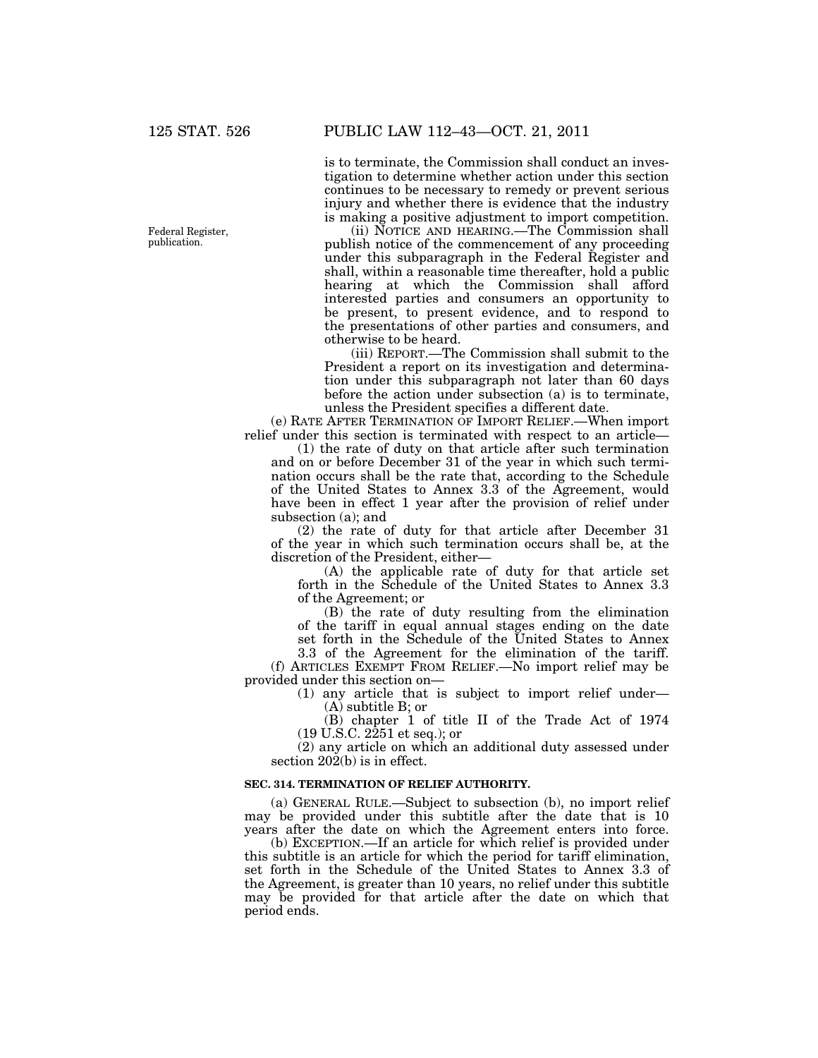is to terminate, the Commission shall conduct an investigation to determine whether action under this section continues to be necessary to remedy or prevent serious injury and whether there is evidence that the industry is making a positive adjustment to import competition.

Federal Register, publication.

(ii) NOTICE AND HEARING.—The Commission shall publish notice of the commencement of any proceeding under this subparagraph in the Federal Register and shall, within a reasonable time thereafter, hold a public hearing at which the Commission shall afford interested parties and consumers an opportunity to be present, to present evidence, and to respond to the presentations of other parties and consumers, and otherwise to be heard.

(iii) REPORT.—The Commission shall submit to the President a report on its investigation and determination under this subparagraph not later than 60 days before the action under subsection (a) is to terminate, unless the President specifies a different date.

(e) RATE AFTER TERMINATION OF IMPORT RELIEF.—When import relief under this section is terminated with respect to an article—

(1) the rate of duty on that article after such termination and on or before December 31 of the year in which such termination occurs shall be the rate that, according to the Schedule of the United States to Annex 3.3 of the Agreement, would have been in effect 1 year after the provision of relief under subsection (a); and

(2) the rate of duty for that article after December 31 of the year in which such termination occurs shall be, at the discretion of the President, either—

(A) the applicable rate of duty for that article set forth in the Schedule of the United States to Annex 3.3 of the Agreement; or

(B) the rate of duty resulting from the elimination of the tariff in equal annual stages ending on the date set forth in the Schedule of the United States to Annex 3.3 of the Agreement for the elimination of the tariff.

(f) ARTICLES EXEMPT FROM RELIEF.—No import relief may be provided under this section on—

(1) any article that is subject to import relief under—

(A) subtitle B; or

(B) chapter 1 of title II of the Trade Act of 1974 (19 U.S.C. 2251 et seq.); or

(2) any article on which an additional duty assessed under section 202(b) is in effect.

**SEC. 314. TERMINATION OF RELIEF AUTHORITY.**

(a) GENERAL RULE.—Subject to subsection (b), no import relief may be provided under this subtitle after the date that is 10 years after the date on which the Agreement enters into force.

(b) EXCEPTION.—If an article for which relief is provided under this subtitle is an article for which the period for tariff elimination, set forth in the Schedule of the United States to Annex 3.3 of the Agreement, is greater than 10 years, no relief under this subtitle may be provided for that article after the date on which that period ends.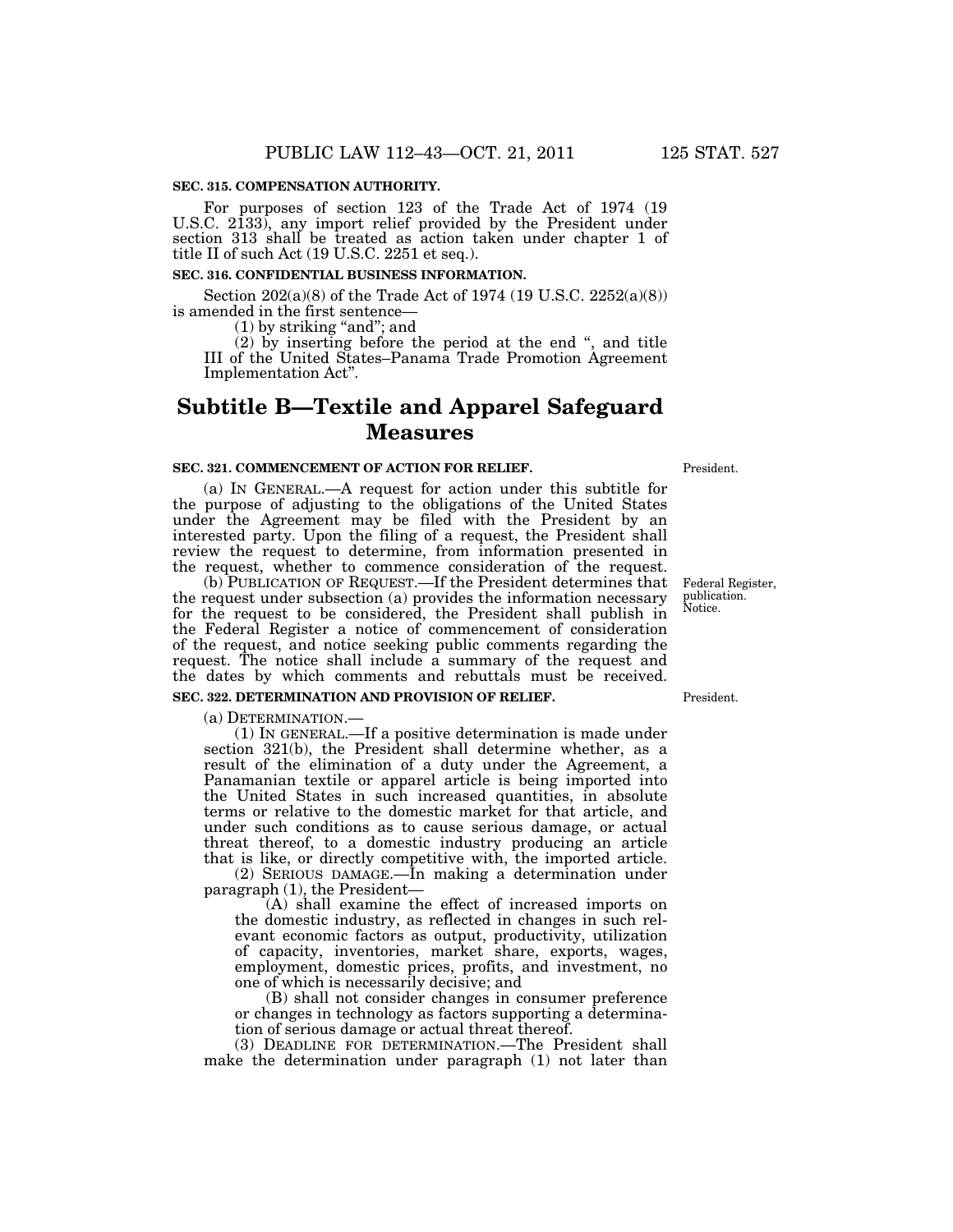**SEC. 315. COMPENSATION AUTHORITY.**

For purposes of section 123 of the Trade Act of 1974 (19 U.S.C. 2133), any import relief provided by the President under section 313 shall be treated as action taken under chapter 1 of title II of such Act (19 U.S.C. 2251 et seq.).

**SEC. 316. CONFIDENTIAL BUSINESS INFORMATION.**

Section 202(a)(8) of the Trade Act of 1974 (19 U.S.C. 2252(a)(8)) is amended in the first sentence—

(1) by striking "and"; and

(2) by inserting before the period at the end ", and title III of the United States–Panama Trade Promotion Agreement Implementation Act".

# Subtitle B—Textile and Apparel Safeguard Measures

**SEC. 321. COMMENCEMENT OF ACTION FOR RELIEF.**

President.

(a) IN GENERAL.—A request for action under this subtitle for the purpose of adjusting to the obligations of the United States under the Agreement may be filed with the President by an interested party. Upon the filing of a request, the President shall review the request to determine, from information presented in the request, whether to commence consideration of the request.

Federal Register, publication. Notice.

(b) PUBLICATION OF REQUEST.—If the President determines that the request under subsection (a) provides the information necessary for the request to be considered, the President shall publish in the Federal Register a notice of commencement of consideration of the request, and notice seeking public comments regarding the request. The notice shall include a summary of the request and the dates by which comments and rebuttals must be received.

**SEC. 322. DETERMINATION AND PROVISION OF RELIEF.**

President.

(a) DETERMINATION.—

(1) IN GENERAL.—If a positive determination is made under section 321(b), the President shall determine whether, as a result of the elimination of a duty under the Agreement, a Panamanian textile or apparel article is being imported into the United States in such increased quantities, in absolute terms or relative to the domestic market for that article, and under such conditions as to cause serious damage, or actual threat thereof, to a domestic industry producing an article that is like, or directly competitive with, the imported article.

(2) SERIOUS DAMAGE.—In making a determination under paragraph (1), the President—

(A) shall examine the effect of increased imports on the domestic industry, as reflected in changes in such relevant economic factors as output, productivity, utilization of capacity, inventories, market share, exports, wages, employment, domestic prices, profits, and investment, no one of which is necessarily decisive; and

(B) shall not consider changes in consumer preference or changes in technology as factors supporting a determination of serious damage or actual threat thereof.

(3) DEADLINE FOR DETERMINATION.—The President shall make the determination under paragraph (1) not later than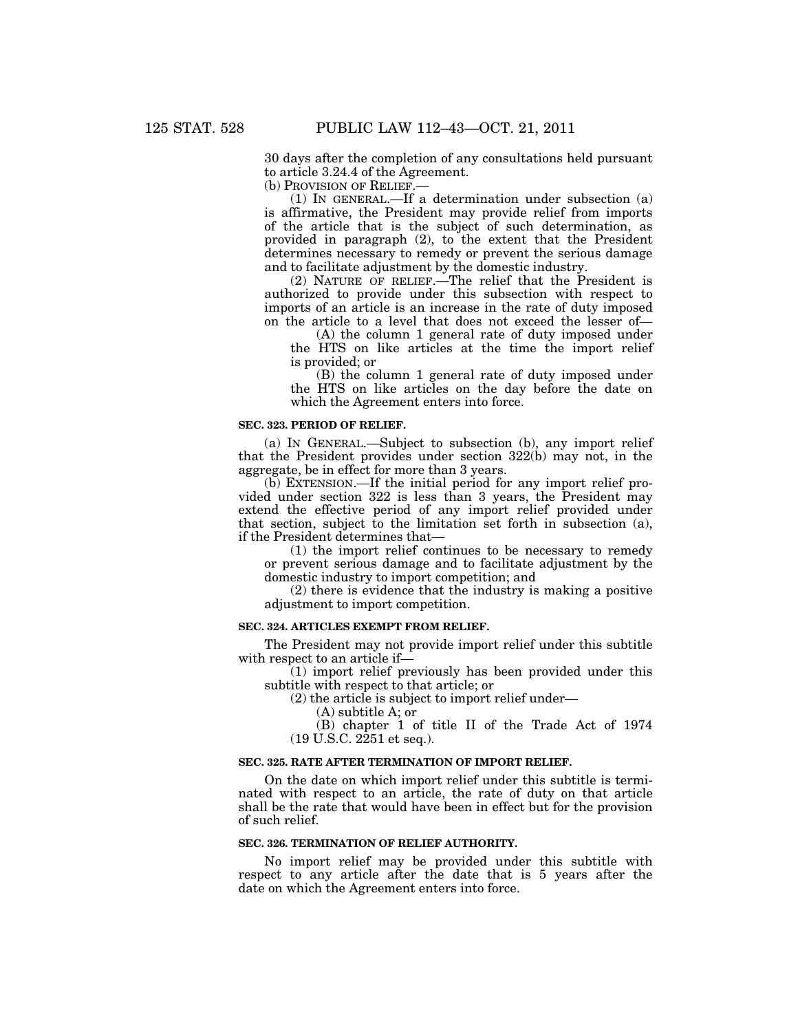30 days after the completion of any consultations held pursuant to article 3.24.4 of the Agreement.

(b) PROVISION OF RELIEF.—

(1) IN GENERAL.—If a determination under subsection (a) is affirmative, the President may provide relief from imports of the article that is the subject of such determination, as provided in paragraph (2), to the extent that the President determines necessary to remedy or prevent the serious damage and to facilitate adjustment by the domestic industry.

(2) NATURE OF RELIEF.—The relief that the President is authorized to provide under this subsection with respect to imports of an article is an increase in the rate of duty imposed on the article to a level that does not exceed the lesser of—

(A) the column 1 general rate of duty imposed under the HTS on like articles at the time the import relief is provided; or

(B) the column 1 general rate of duty imposed under the HTS on like articles on the day before the date on which the Agreement enters into force.

**SEC. 323. PERIOD OF RELIEF.**

(a) IN GENERAL.—Subject to subsection (b), any import relief that the President provides under section 322(b) may not, in the aggregate, be in effect for more than 3 years.

(b) EXTENSION.—If the initial period for any import relief provided under section 322 is less than 3 years, the President may extend the effective period of any import relief provided under that section, subject to the limitation set forth in subsection (a), if the President determines that—

(1) the import relief continues to be necessary to remedy or prevent serious damage and to facilitate adjustment by the domestic industry to import competition; and

(2) there is evidence that the industry is making a positive adjustment to import competition.

**SEC. 324. ARTICLES EXEMPT FROM RELIEF.**

The President may not provide import relief under this subtitle with respect to an article if—

(1) import relief previously has been provided under this subtitle with respect to that article; or

(2) the article is subject to import relief under—

(A) subtitle A; or

(B) chapter 1 of title II of the Trade Act of 1974 (19 U.S.C. 2251 et seq.).

**SEC. 325. RATE AFTER TERMINATION OF IMPORT RELIEF.**

On the date on which import relief under this subtitle is terminated with respect to an article, the rate of duty on that article shall be the rate that would have been in effect but for the provision of such relief.

**SEC. 326. TERMINATION OF RELIEF AUTHORITY.**

No import relief may be provided under this subtitle with respect to any article after the date that is 5 years after the date on which the Agreement enters into force.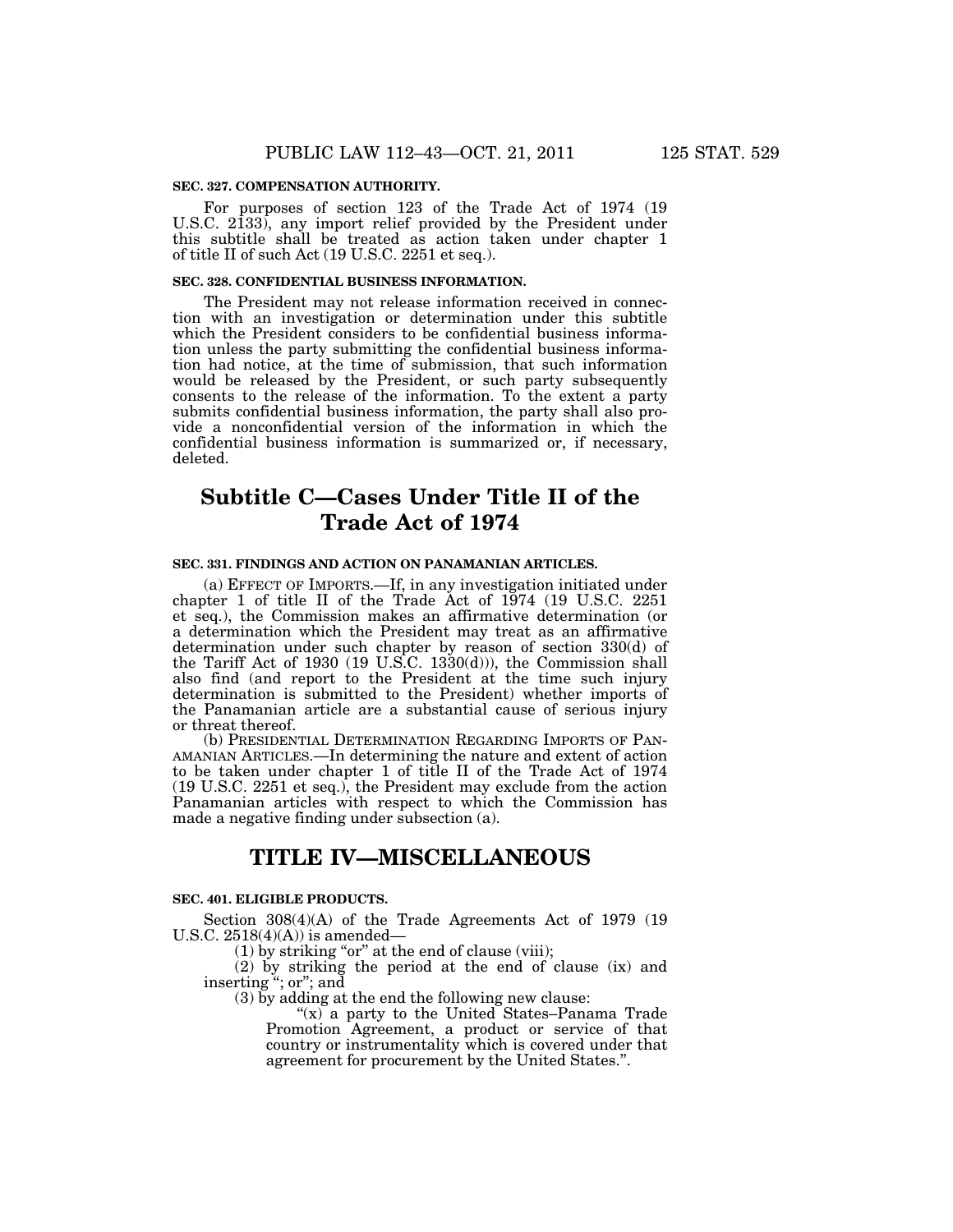**SEC. 327. COMPENSATION AUTHORITY.**

For purposes of section 123 of the Trade Act of 1974 (19 U.S.C. 2133), any import relief provided by the President under this subtitle shall be treated as action taken under chapter 1 of title II of such Act (19 U.S.C. 2251 et seq.).

**SEC. 328. CONFIDENTIAL BUSINESS INFORMATION.**

The President may not release information received in connection with an investigation or determination under this subtitle which the President considers to be confidential business information unless the party submitting the confidential business information had notice, at the time of submission, that such information would be released by the President, or such party subsequently consents to the release of the information. To the extent a party submits confidential business information, the party shall also provide a nonconfidential version of the information in which the confidential business information is summarized or, if necessary, deleted.

## Subtitle C—Cases Under Title II of the Trade Act of 1974

**SEC. 331. FINDINGS AND ACTION ON PANAMANIAN ARTICLES.**

(a) EFFECT OF IMPORTS.—If, in any investigation initiated under chapter 1 of title II of the Trade Act of 1974 (19 U.S.C. 2251 et seq.), the Commission makes an affirmative determination (or a determination which the President may treat as an affirmative determination under such chapter by reason of section 330(d) of the Tariff Act of 1930 (19 U.S.C. 1330(d))), the Commission shall also find (and report to the President at the time such injury determination is submitted to the President) whether imports of the Panamanian article are a substantial cause of serious injury or threat thereof.

(b) PRESIDENTIAL DETERMINATION REGARDING IMPORTS OF PANAMANIAN ARTICLES.—In determining the nature and extent of action to be taken under chapter 1 of title II of the Trade Act of 1974 (19 U.S.C. 2251 et seq.), the President may exclude from the action Panamanian articles with respect to which the Commission has made a negative finding under subsection (a).

# TITLE IV—MISCELLANEOUS

**SEC. 401. ELIGIBLE PRODUCTS.**

Section 308(4)(A) of the Trade Agreements Act of 1979 (19 U.S.C. 2518(4)(A)) is amended—

(1) by striking "or" at the end of clause (viii);

(2) by striking the period at the end of clause (ix) and inserting "; or"; and

(3) by adding at the end the following new clause:

"(x) a party to the United States–Panama Trade Promotion Agreement, a product or service of that country or instrumentality which is covered under that agreement for procurement by the United States.".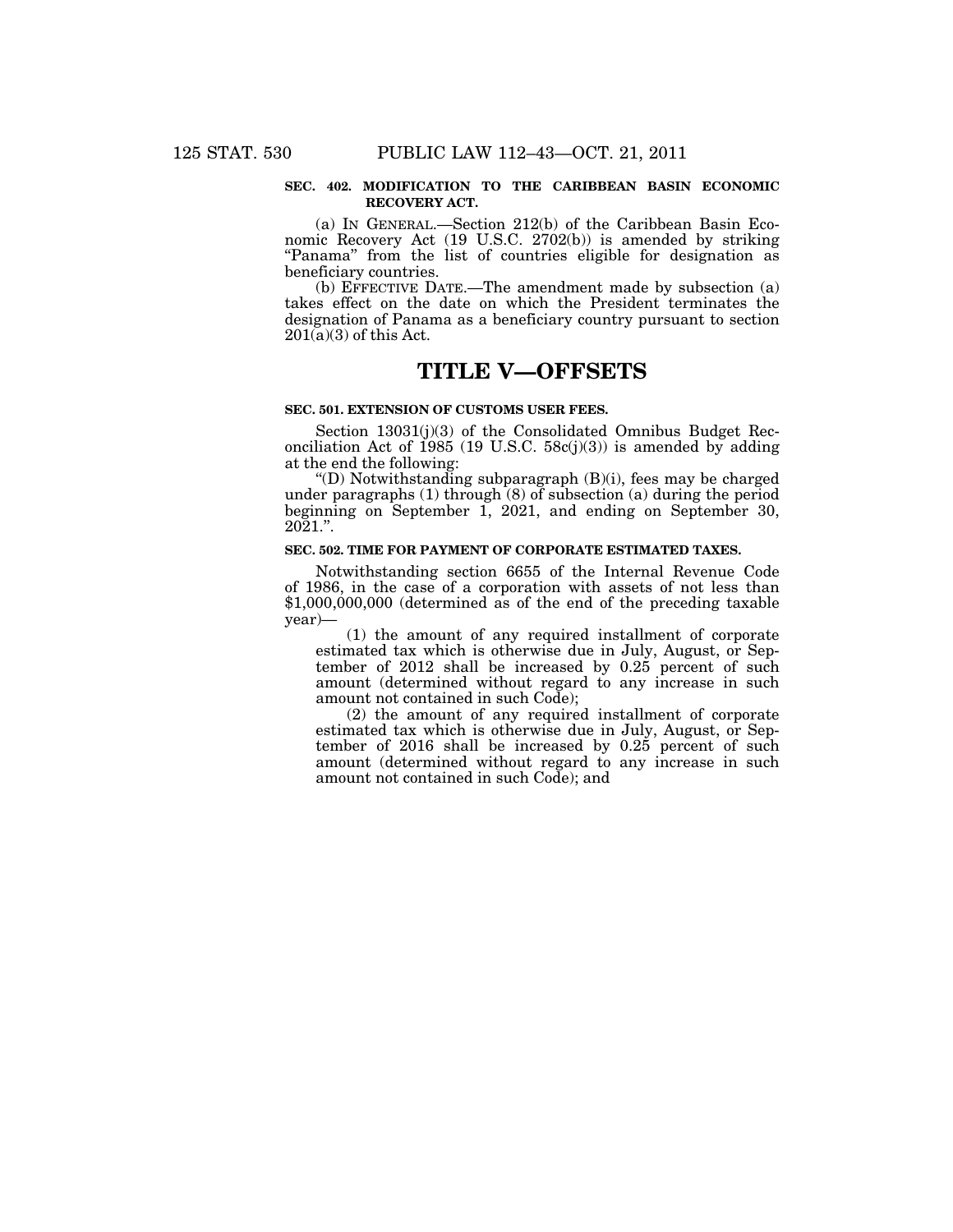**SEC. 402. MODIFICATION TO THE CARIBBEAN BASIN ECONOMIC RECOVERY ACT.**

(a) IN GENERAL.—Section 212(b) of the Caribbean Basin Economic Recovery Act (19 U.S.C. 2702(b)) is amended by striking "Panama" from the list of countries eligible for designation as beneficiary countries.

(b) EFFECTIVE DATE.—The amendment made by subsection (a) takes effect on the date on which the President terminates the designation of Panama as a beneficiary country pursuant to section 201(a)(3) of this Act.

# TITLE V—OFFSETS

**SEC. 501. EXTENSION OF CUSTOMS USER FEES.**

Section 13031(j)(3) of the Consolidated Omnibus Budget Reconciliation Act of 1985 (19 U.S.C. 58c(j)(3)) is amended by adding at the end the following:

"(D) Notwithstanding subparagraph (B)(i), fees may be charged under paragraphs (1) through (8) of subsection (a) during the period beginning on September 1, 2021, and ending on September 30, 2021.".

**SEC. 502. TIME FOR PAYMENT OF CORPORATE ESTIMATED TAXES.**

Notwithstanding section 6655 of the Internal Revenue Code of 1986, in the case of a corporation with assets of not less than $1,000,000,000 (determined as of the end of the preceding taxable year)—

(1) the amount of any required installment of corporate estimated tax which is otherwise due in July, August, or September of 2012 shall be increased by 0.25 percent of such amount (determined without regard to any increase in such amount not contained in such Code);

(2) the amount of any required installment of corporate estimated tax which is otherwise due in July, August, or September of 2016 shall be increased by 0.25 percent of such amount (determined without regard to any increase in such amount not contained in such Code); and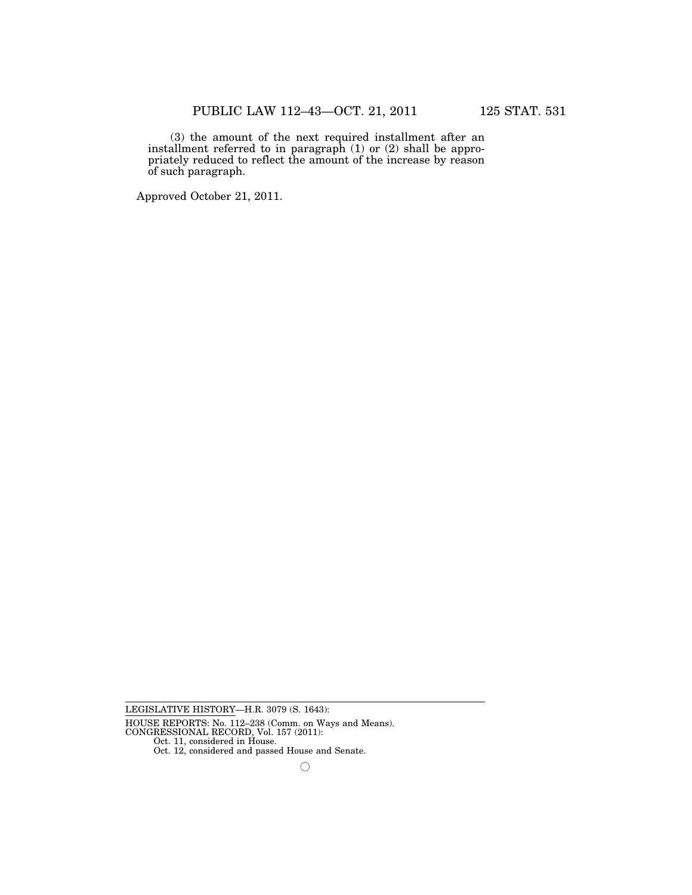(3) the amount of the next required installment after an installment referred to in paragraph (1) or (2) shall be appropriately reduced to reflect the amount of the increase by reason of such paragraph.

Approved October 21, 2011.

---

LEGISLATIVE HISTORY—H.R. 3079 (S. 1643):

HOUSE REPORTS: No. 112–238 (Comm. on Ways and Means).
CONGRESSIONAL RECORD, Vol. 157 (2011):
Oct. 11, considered in House.
Oct. 12, considered and passed House and Senate.

○